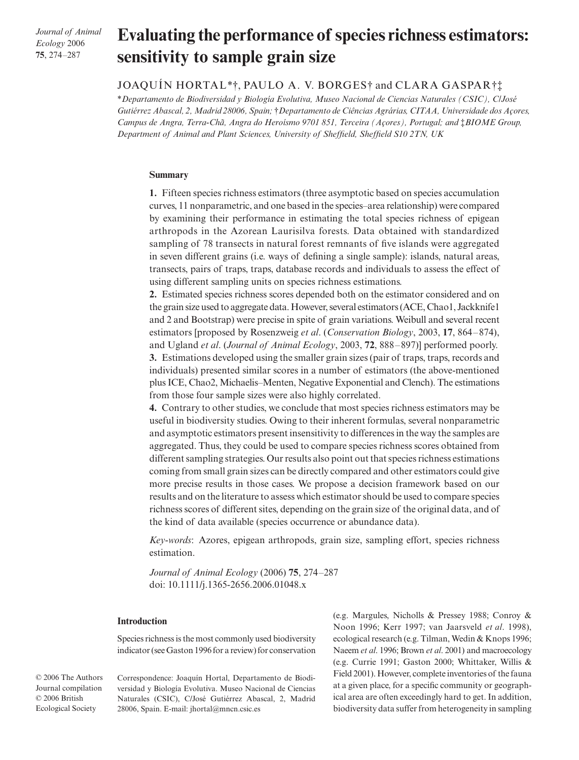# Evaluating the performance of species richness estimators: sensitivity to sample grain size

JOAQUÍN HORTAL*†, PAULO A. V. BORGES† and CLARA GASPAR†‡

**Departamento de Biodiversidad y Biología Evolutiva, Museo Nacional de Ciencias Naturales (CSIC), C/José Gutiérrez Abascal, 2, Madrid 28006, Spain; †Departamento de Ciências Agrárias, CITAA, Universidade dos Açores, Campus de Angra, Terra-Chã, Angra do Heroísmo 9701 851, Terceira (Açores), Portugal; and ‡BIOME Group, Department of Animal and Plant Sciences, University of Sheffield, Sheffield S10 2TN, UK*

## Summary

**1.** Fifteen species richness estimators (three asymptotic based on species accumulation curves, 11 nonparametric, and one based in the species–area relationship) were compared by examining their performance in estimating the total species richness of epigean arthropods in the Azorean Laurisilva forests. Data obtained with standardized sampling of 78 transects in natural forest remnants of five islands were aggregated in seven different grains (i.e. ways of defining a single sample): islands, natural areas, transects, pairs of traps, traps, database records and individuals to assess the effect of using different sampling units on species richness estimations.

**2.** Estimated species richness scores depended both on the estimator considered and on the grain size used to aggregate data. However, several estimators (ACE, Chao1, Jackknife1 and 2 and Bootstrap) were precise in spite of grain variations. Weibull and several recent estimators [proposed by Rosenzweig *et al*. (*Conservation Biology*, 2003, **17**, 864–874), and Ugland *et al*. (*Journal of Animal Ecology*, 2003, **72**, 888–897)] performed poorly.

**3.** Estimations developed using the smaller grain sizes (pair of traps, traps, records and individuals) presented similar scores in a number of estimators (the above-mentioned plus ICE, Chao2, Michaelis–Menten, Negative Exponential and Clench). The estimations from those four sample sizes were also highly correlated.

**4.** Contrary to other studies, we conclude that most species richness estimators may be useful in biodiversity studies. Owing to their inherent formulas, several nonparametric and asymptotic estimators present insensitivity to differences in the way the samples are aggregated. Thus, they could be used to compare species richness scores obtained from different sampling strategies. Our results also point out that species richness estimations coming from small grain sizes can be directly compared and other estimators could give more precise results in those cases. We propose a decision framework based on our results and on the literature to assess which estimator should be used to compare species richness scores of different sites, depending on the grain size of the original data, and of the kind of data available (species occurrence or abundance data).

*Key-words*: Azores, epigean arthropods, grain size, sampling effort, species richness estimation.

*Journal of Animal Ecology* (2006) **75**, 274–287
doi: 10.1111/j.1365-2656.2006.01048.x

## Introduction

Species richness is the most commonly used biodiversity indicator (see Gaston 1996 for a review) for conservation (e.g. Margules, Nicholls & Pressey 1988; Conroy & Noon 1996; Kerr 1997; van Jaarsveld *et al*. 1998), ecological research (e.g. Tilman, Wedin & Knops 1996; Naeem *et al*. 1996; Brown *et al*. 2001) and macroecology (e.g. Currie 1991; Gaston 2000; Whittaker, Willis & Field 2001). However, complete inventories of the fauna at a given place, for a specific community or geographical area are often exceedingly hard to get. In addition, biodiversity data suffer from heterogeneity in sampling

© 2006 The Authors
Journal compilation
© 2006 British
Ecological Society

Correspondence: Joaquín Hortal, Departamento de Biodiversidad y Biología Evolutiva. Museo Nacional de Ciencias Naturales (CSIC), C/José Gutiérrez Abascal, 2, Madrid 28006, Spain. E-mail: jhortal@mncn.csic.es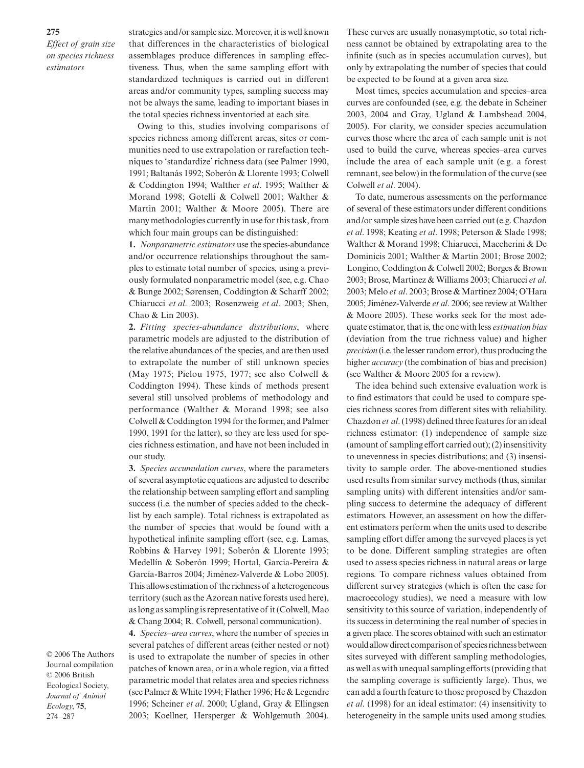strategies and/or sample size. Moreover, it is well known that differences in the characteristics of biological assemblages produce differences in sampling effectiveness. Thus, when the same sampling effort with standardized techniques is carried out in different areas and/or community types, sampling success may not be always the same, leading to important biases in the total species richness inventoried at each site.

Owing to this, studies involving comparisons of species richness among different areas, sites or communities need to use extrapolation or rarefaction techniques to 'standardize' richness data (see Palmer 1990, 1991; Baltanás 1992; Soberón & Llorente 1993; Colwell & Coddington 1994; Walther *et al*. 1995; Walther & Morand 1998; Gotelli & Colwell 2001; Walther & Martin 2001; Walther & Moore 2005). There are many methodologies currently in use for this task, from which four main groups can be distinguished:

**1.** *Nonparametric estimators* use the species-abundance and/or occurrence relationships throughout the samples to estimate total number of species, using a previously formulated nonparametric model (see, e.g. Chao & Bunge 2002; Sørensen, Coddington & Scharff 2002; Chiarucci *et al*. 2003; Rosenzweig *et al*. 2003; Shen, Chao & Lin 2003).

**2.** *Fitting species-abundance distributions*, where parametric models are adjusted to the distribution of the relative abundances of the species, and are then used to extrapolate the number of still unknown species (May 1975; Pielou 1975, 1977; see also Colwell & Coddington 1994). These kinds of methods present several still unsolved problems of methodology and performance (Walther & Morand 1998; see also Colwell & Coddington 1994 for the former, and Palmer 1990, 1991 for the latter), so they are less used for species richness estimation, and have not been included in our study.

**3.** *Species accumulation curves*, where the parameters of several asymptotic equations are adjusted to describe the relationship between sampling effort and sampling success (i.e. the number of species added to the checklist by each sample). Total richness is extrapolated as the number of species that would be found with a hypothetical infinite sampling effort (see, e.g. Lamas, Robbins & Harvey 1991; Soberón & Llorente 1993; Medellín & Soberón 1999; Hortal, Garcia-Pereira & García-Barros 2004; Jiménez-Valverde & Lobo 2005). This allows estimation of the richness of a heterogeneous territory (such as the Azorean native forests used here), as long as sampling is representative of it (Colwell, Mao & Chang 2004; R. Colwell, personal communication).

**4.** *Species–area curves*, where the number of species in several patches of different areas (either nested or not) is used to extrapolate the number of species in other patches of known area, or in a whole region, via a fitted parametric model that relates area and species richness (see Palmer & White 1994; Flather 1996; He & Legendre 1996; Scheiner *et al*. 2000; Ugland, Gray & Ellingsen 2003; Koellner, Hersperger & Wohlgemuth 2004). These curves are usually nonasymptotic, so total richness cannot be obtained by extrapolating area to the infinite (such as in species accumulation curves), but only by extrapolating the number of species that could be expected to be found at a given area size.

Most times, species accumulation and species–area curves are confounded (see, e.g. the debate in Scheiner 2003, 2004 and Gray, Ugland & Lambshead 2004, 2005). For clarity, we consider species accumulation curves those where the area of each sample unit is not used to build the curve, whereas species–area curves include the area of each sample unit (e.g. a forest remnant, see below) in the formulation of the curve (see Colwell *et al*. 2004).

To date, numerous assessments on the performance of several of these estimators under different conditions and/or sample sizes have been carried out (e.g. Chazdon *et al*. 1998; Keating *et al*. 1998; Peterson & Slade 1998; Walther & Morand 1998; Chiarucci, Maccherini & De Dominicis 2001; Walther & Martin 2001; Brose 2002; Longino, Coddington & Colwell 2002; Borges & Brown 2003; Brose, Martinez & Williams 2003; Chiarucci *et al*. 2003; Melo *et al*. 2003; Brose & Martinez 2004; O'Hara 2005; Jiménez-Valverde *et al*. 2006; see review at Walther & Moore 2005). These works seek for the most adequate estimator, that is, the one with less *estimation bias* (deviation from the true richness value) and higher *precision* (i.e. the lesser random error), thus producing the higher *accuracy* (the combination of bias and precision) (see Walther & Moore 2005 for a review).

The idea behind such extensive evaluation work is to find estimators that could be used to compare species richness scores from different sites with reliability. Chazdon *et al*. (1998) defined three features for an ideal richness estimator: (1) independence of sample size (amount of sampling effort carried out); (2) insensitivity to unevenness in species distributions; and (3) insensitivity to sample order. The above-mentioned studies used results from similar survey methods (thus, similar sampling units) with different intensities and/or sampling success to determine the adequacy of different estimators. However, an assessment on how the different estimators perform when the units used to describe sampling effort differ among the surveyed places is yet to be done. Different sampling strategies are often used to assess species richness in natural areas or large regions. To compare richness values obtained from different survey strategies (which is often the case for macroecology studies), we need a measure with low sensitivity to this source of variation, independently of its success in determining the real number of species in a given place. The scores obtained with such an estimator would allow direct comparison of species richness between sites surveyed with different sampling methodologies, as well as with unequal sampling efforts (providing that the sampling coverage is sufficiently large). Thus, we can add a fourth feature to those proposed by Chazdon *et al*. (1998) for an ideal estimator: (4) insensitivity to heterogeneity in the sample units used among studies.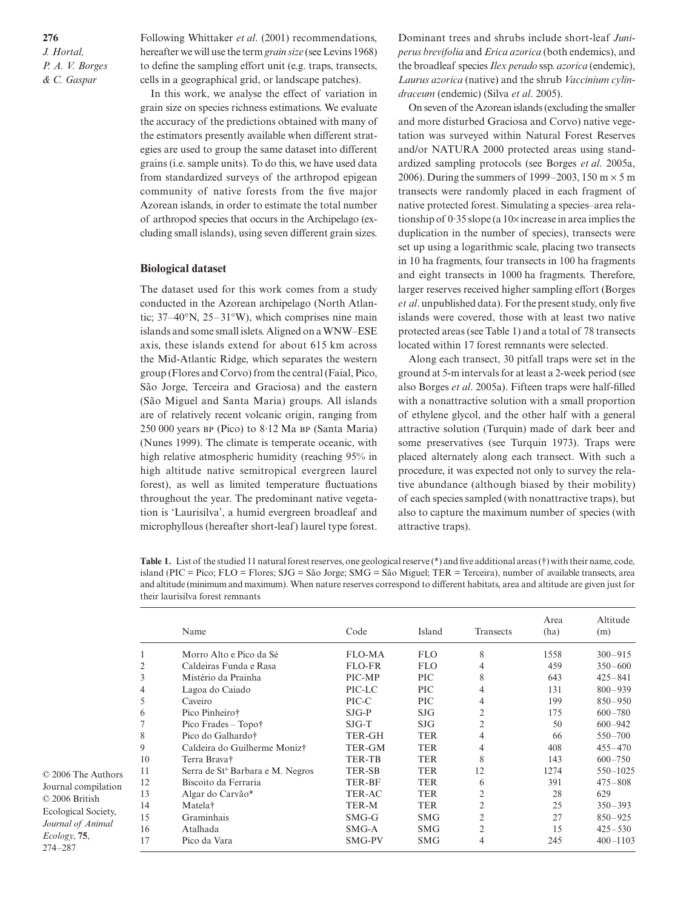Following Whittaker *et al*. (2001) recommendations, hereafter we will use the term *grain size* (see Levins 1968) to define the sampling effort unit (e.g. traps, transects, cells in a geographical grid, or landscape patches).

In this work, we analyse the effect of variation in grain size on species richness estimations. We evaluate the accuracy of the predictions obtained with many of the estimators presently available when different strategies are used to group the same dataset into different grains (i.e. sample units). To do this, we have used data from standardized surveys of the arthropod epigean community of native forests from the five major Azorean islands, in order to estimate the total number of arthropod species that occurs in the Archipelago (excluding small islands), using seven different grain sizes.

## Biological dataset

The dataset used for this work comes from a study conducted in the Azorean archipelago (North Atlantic; 37–40°N, 25–31°W), which comprises nine main islands and some small islets. Aligned on a WNW–ESE axis, these islands extend for about 615 km across the Mid-Atlantic Ridge, which separates the western group (Flores and Corvo) from the central (Faial, Pico, São Jorge, Terceira and Graciosa) and the eastern (São Miguel and Santa Maria) groups. All islands are of relatively recent volcanic origin, ranging from 250 000 years BP (Pico) to 8·12 Ma BP (Santa Maria) (Nunes 1999). The climate is temperate oceanic, with high relative atmospheric humidity (reaching 95% in high altitude native semitropical evergreen laurel forest), as well as limited temperature fluctuations throughout the year. The predominant native vegetation is 'Laurisilva', a humid evergreen broadleaf and microphyllous (hereafter short-leaf) laurel type forest. Dominant trees and shrubs include short-leaf *Juniperus brevifolia* and *Erica azorica* (both endemics), and the broadleaf species *Ilex perado* ssp. *azorica* (endemic), *Laurus azorica* (native) and the shrub *Vaccinium cylindraceum* (endemic) (Silva *et al*. 2005).

On seven of the Azorean islands (excluding the smaller and more disturbed Graciosa and Corvo) native vegetation was surveyed within Natural Forest Reserves and/or NATURA 2000 protected areas using standardized sampling protocols (see Borges *et al*. 2005a, 2006). During the summers of 1999–2003, 150 m × 5 m transects were randomly placed in each fragment of native protected forest. Simulating a species–area relationship of 0·35 slope (a 10× increase in area implies the duplication in the number of species), transects were set up using a logarithmic scale, placing two transects in 10 ha fragments, four transects in 100 ha fragments and eight transects in 1000 ha fragments. Therefore, larger reserves received higher sampling effort (Borges *et al*. unpublished data). For the present study, only five islands were covered, those with at least two native protected areas (see Table 1) and a total of 78 transects located within 17 forest remnants were selected.

Along each transect, 30 pitfall traps were set in the ground at 5-m intervals for at least a 2-week period (see also Borges *et al*. 2005a). Fifteen traps were half-filled with a nonattractive solution with a small proportion of ethylene glycol, and the other half with a general attractive solution (Turquin) made of dark beer and some preservatives (see Turquin 1973). Traps were placed alternately along each transect. With such a procedure, it was expected not only to survey the relative abundance (although biased by their mobility) of each species sampled (with nonattractive traps), but also to capture the maximum number of species (with attractive traps).

**Table 1.** List of the studied 11 natural forest reserves, one geological reserve (*) and five additional areas (†) with their name, code, island (PIC = Pico; FLO = Flores; SJG = São Jorge; SMG = São Miguel; TER = Terceira), number of available transects, area and altitude (minimum and maximum). When nature reserves correspond to different habitats, area and altitude are given just for their laurisilva forest remnants

| | Name | Code | Island | Transects | Area (ha) | Altitude (m) |
|---|---|---|---|---|---|---|
| 1 | Morro Alto e Pico da Sé | FLO-MA | FLO | 8 | 1558 | 300–915 |
| 2 | Caldeiras Funda e Rasa | FLO-FR | FLO | 4 | 459 | 350–600 |
| 3 | Mistério da Prainha | PIC-MP | PIC | 8 | 643 | 425–841 |
| 4 | Lagoa do Caiado | PIC-LC | PIC | 4 | 131 | 800–939 |
| 5 | Caveiro | PIC-C | PIC | 4 | 199 | 850–950 |
| 6 | Pico Pinheiro† | SJG-P | SJG | 2 | 175 | 600–780 |
| 7 | Pico Frades – Topo† | SJG-T | SJG | 2 | 50 | 600–942 |
| 8 | Pico do Galhardo† | TER-GH | TER | 4 | 66 | 550–700 |
| 9 | Caldeira do Guilherme Moniz† | TER-GM | TER | 4 | 408 | 455–470 |
| 10 | Terra Brava† | TER-TB | TER | 8 | 143 | 600–750 |
| 11 | Serra de Stª Barbara e M. Negros | TER-SB | TER | 12 | 1274 | 550–1025 |
| 12 | Biscoito da Ferraria | TER-BF | TER | 6 | 391 | 475–808 |
| 13 | Algar do Carvão* | TER-AC | TER | 2 | 28 | 629 |
| 14 | Matela† | TER-M | TER | 2 | 25 | 350–393 |
| 15 | Graminhais | SMG-G | SMG | 2 | 27 | 850–925 |
| 16 | Atalhada | SMG-A | SMG | 2 | 15 | 425–530 |
| 17 | Pico da Vara | SMG-PV | SMG | 4 | 245 | 400–1103 |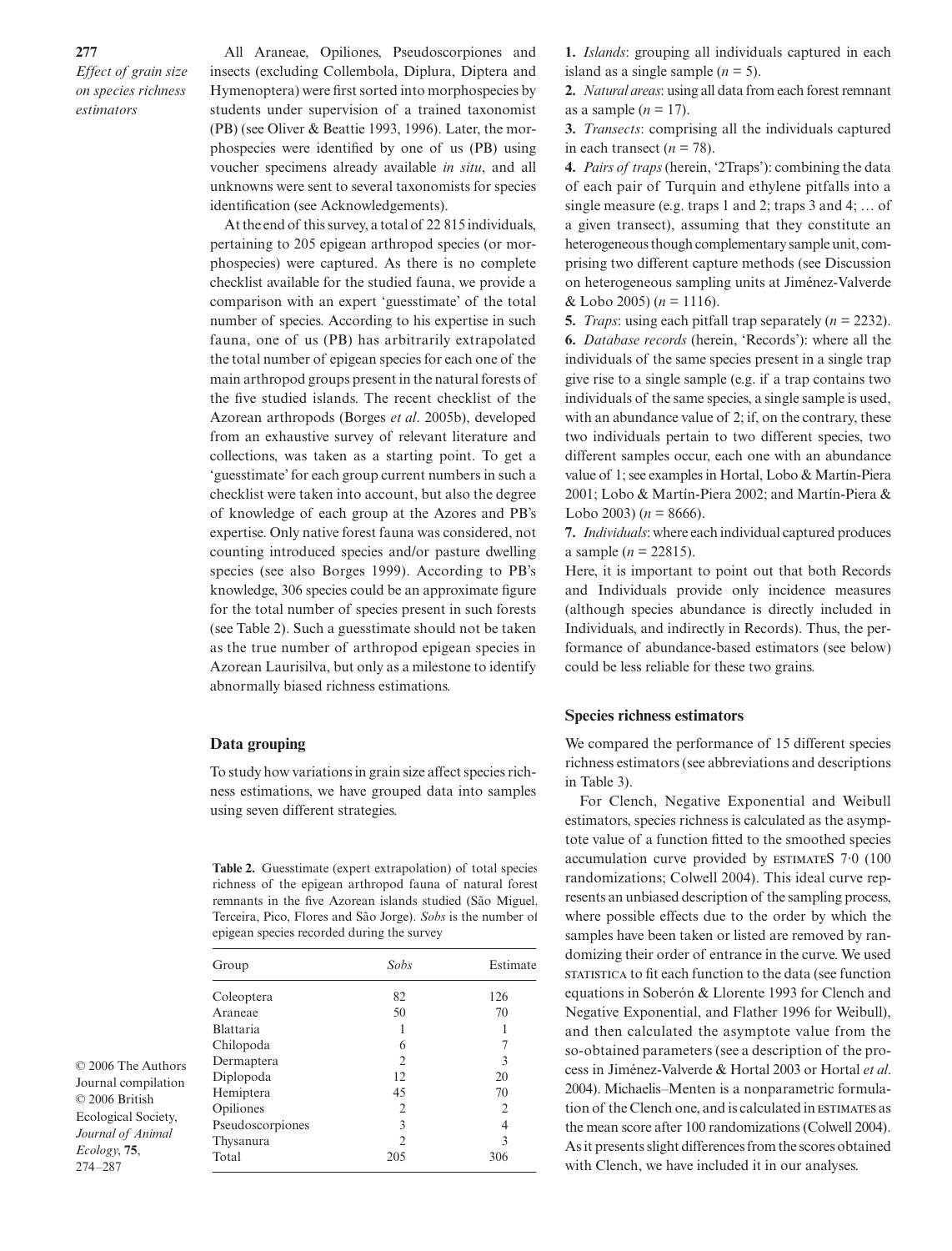All Araneae, Opiliones, Pseudoscorpiones and insects (excluding Collembola, Diplura, Diptera and Hymenoptera) were first sorted into morphospecies by students under supervision of a trained taxonomist (PB) (see Oliver & Beattie 1993, 1996). Later, the morphospecies were identified by one of us (PB) using voucher specimens already available *in situ*, and all unknowns were sent to several taxonomists for species identification (see Acknowledgements).

At the end of this survey, a total of 22 815 individuals, pertaining to 205 epigean arthropod species (or morphospecies) were captured. As there is no complete checklist available for the studied fauna, we provide a comparison with an expert 'guesstimate' of the total number of species. According to his expertise in such fauna, one of us (PB) has arbitrarily extrapolated the total number of epigean species for each one of the main arthropod groups present in the natural forests of the five studied islands. The recent checklist of the Azorean arthropods (Borges *et al*. 2005b), developed from an exhaustive survey of relevant literature and collections, was taken as a starting point. To get a 'guesstimate' for each group current numbers in such a checklist were taken into account, but also the degree of knowledge of each group at the Azores and PB's expertise. Only native forest fauna was considered, not counting introduced species and/or pasture dwelling species (see also Borges 1999). According to PB's knowledge, 306 species could be an approximate figure for the total number of species present in such forests (see Table 2). Such a guesstimate should not be taken as the true number of arthropod epigean species in Azorean Laurisilva, but only as a milestone to identify abnormally biased richness estimations.

## Data grouping

To study how variations in grain size affect species richness estimations, we have grouped data into samples using seven different strategies.

**Table 2.** Guesstimate (expert extrapolation) of total species richness of the epigean arthropod fauna of natural forest remnants in the five Azorean islands studied (São Miguel, Terceira, Pico, Flores and São Jorge). *Sobs* is the number of epigean species recorded during the survey

| Group | *Sobs* | Estimate |
|---|---|---|
| Coleoptera | 82 | 126 |
| Araneae | 50 | 70 |
| Blattaria | 1 | 1 |
| Chilopoda | 6 | 7 |
| Dermaptera | 2 | 3 |
| Diplopoda | 12 | 20 |
| Hemiptera | 45 | 70 |
| Opiliones | 2 | 2 |
| Pseudoscorpiones | 3 | 4 |
| Thysanura | 2 | 3 |
| Total | 205 | 306 |

1. *Islands*: grouping all individuals captured in each island as a single sample ($n = 5$).
2. *Natural areas*: using all data from each forest remnant as a sample ($n = 17$).
3. *Transects*: comprising all the individuals captured in each transect ($n = 78$).
4. *Pairs of traps* (herein, '2Traps'): combining the data of each pair of Turquin and ethylene pitfalls into a single measure (e.g. traps 1 and 2; traps 3 and 4; … of a given transect), assuming that they constitute an heterogeneous though complementary sample unit, comprising two different capture methods (see Discussion on heterogeneous sampling units at Jiménez-Valverde & Lobo 2005) ($n = 1116$).
5. *Traps*: using each pitfall trap separately ($n = 2232$).
6. *Database records* (herein, 'Records'): where all the individuals of the same species present in a single trap give rise to a single sample (e.g. if a trap contains two individuals of the same species, a single sample is used, with an abundance value of 2; if, on the contrary, these two individuals pertain to two different species, two different samples occur, each one with an abundance value of 1; see examples in Hortal, Lobo & Martín-Piera 2001; Lobo & Martín-Piera 2002; and Martín-Piera & Lobo 2003) ($n = 8666$).
7. *Individuals*: where each individual captured produces a sample ($n = 22815$).

Here, it is important to point out that both Records and Individuals provide only incidence measures (although species abundance is directly included in Individuals, and indirectly in Records). Thus, the performance of abundance-based estimators (see below) could be less reliable for these two grains.

## Species richness estimators

We compared the performance of 15 different species richness estimators (see abbreviations and descriptions in Table 3).

For Clench, Negative Exponential and Weibull estimators, species richness is calculated as the asymptote value of a function fitted to the smoothed species accumulation curve provided by ESTIMATES 7·0 (100 randomizations; Colwell 2004). This ideal curve represents an unbiased description of the sampling process, where possible effects due to the order by which the samples have been taken or listed are removed by randomizing their order of entrance in the curve. We used STATISTICA to fit each function to the data (see function equations in Soberón & Llorente 1993 for Clench and Negative Exponential, and Flather 1996 for Weibull), and then calculated the asymptote value from the so-obtained parameters (see a description of the process in Jiménez-Valverde & Hortal 2003 or Hortal *et al*. 2004). Michaelis–Menten is a nonparametric formulation of the Clench one, and is calculated in ESTIMATES as the mean score after 100 randomizations (Colwell 2004). As it presents slight differences from the scores obtained with Clench, we have included it in our analyses.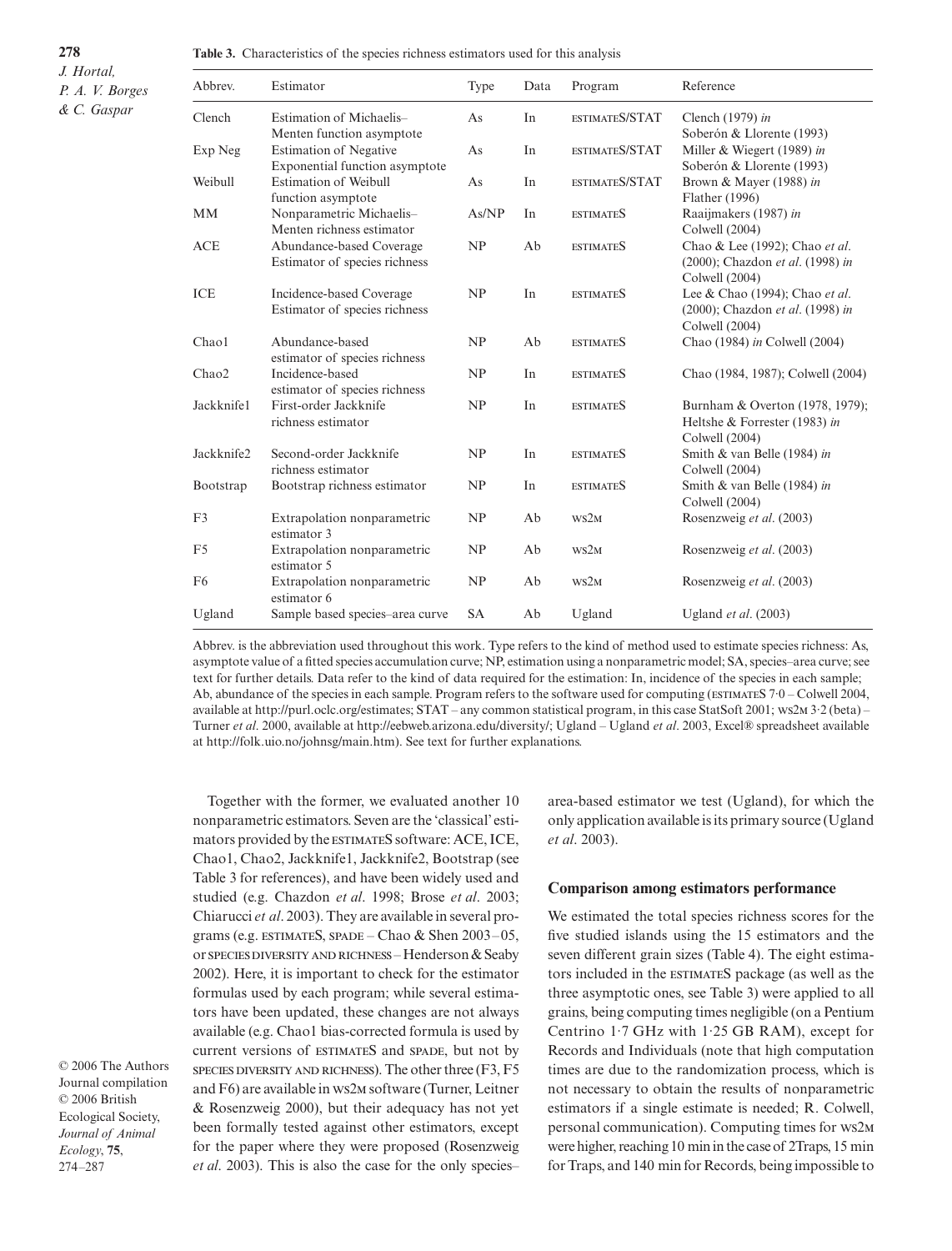**Table 3.** Characteristics of the species richness estimators used for this analysis

| Abbrev. | Estimator | Type | Data | Program | Reference |
|---|---|---|---|---|---|
| Clench | Estimation of Michaelis–Menten function asymptote | As | In | ESTIMATES/STAT | Clench (1979) *in* Soberón & Llorente (1993) |
| Exp Neg | Estimation of Negative Exponential function asymptote | As | In | ESTIMATES/STAT | Miller & Wiegert (1989) *in* Soberón & Llorente (1993) |
| Weibull | Estimation of Weibull function asymptote | As | In | ESTIMATES/STAT | Brown & Mayer (1988) *in* Flather (1996) |
| MM | Nonparametric Michaelis–Menten richness estimator | As/NP | In | ESTIMATES | Raaijmakers (1987) *in* Colwell (2004) |
| ACE | Abundance-based Coverage Estimator of species richness | NP | Ab | ESTIMATES | Chao & Lee (1992); Chao *et al*. (2000); Chazdon *et al*. (1998) *in* Colwell (2004) |
| ICE | Incidence-based Coverage Estimator of species richness | NP | In | ESTIMATES | Lee & Chao (1994); Chao *et al*. (2000); Chazdon *et al*. (1998) *in* Colwell (2004) |
| Chao1 | Abundance-based estimator of species richness | NP | Ab | ESTIMATES | Chao (1984) *in* Colwell (2004) |
| Chao2 | Incidence-based estimator of species richness | NP | In | ESTIMATES | Chao (1984, 1987); Colwell (2004) |
| Jackknife1 | First-order Jackknife richness estimator | NP | In | ESTIMATES | Burnham & Overton (1978, 1979); Heltshe & Forrester (1983) *in* Colwell (2004) |
| Jackknife2 | Second-order Jackknife richness estimator | NP | In | ESTIMATES | Smith & van Belle (1984) *in* Colwell (2004) |
| Bootstrap | Bootstrap richness estimator | NP | In | ESTIMATES | Smith & van Belle (1984) *in* Colwell (2004) |
| F3 | Extrapolation nonparametric estimator 3 | NP | Ab | WS2M | Rosenzweig *et al*. (2003) |
| F5 | Extrapolation nonparametric estimator 5 | NP | Ab | WS2M | Rosenzweig *et al*. (2003) |
| F6 | Extrapolation nonparametric estimator 6 | NP | Ab | WS2M | Rosenzweig *et al*. (2003) |
| Ugland | Sample based species–area curve | SA | Ab | Ugland | Ugland *et al*. (2003) |

Abbrev. is the abbreviation used throughout this work. Type refers to the kind of method used to estimate species richness: As, asymptote value of a fitted species accumulation curve; NP, estimation using a nonparametric model; SA, species–area curve; see text for further details. Data refer to the kind of data required for the estimation: In, incidence of the species in each sample; Ab, abundance of the species in each sample. Program refers to the software used for computing (ESTIMATES 7·0 – Colwell 2004, available at http://purl.oclc.org/estimates; STAT – any common statistical program, in this case StatSoft 2001; WS2M 3·2 (beta) – Turner *et al*. 2000, available at http://eebweb.arizona.edu/diversity/; Ugland – Ugland *et al*. 2003, Excel® spreadsheet available at http://folk.uio.no/johnsg/main.htm). See text for further explanations.

Together with the former, we evaluated another 10 nonparametric estimators. Seven are the 'classical' estimators provided by the ESTIMATES software: ACE, ICE, Chao1, Chao2, Jackknife1, Jackknife2, Bootstrap (see Table 3 for references), and have been widely used and studied (e.g. Chazdon *et al*. 1998; Brose *et al*. 2003; Chiarucci *et al*. 2003). They are available in several programs (e.g. ESTIMATES, SPADE – Chao & Shen 2003–05, or SPECIES DIVERSITY AND RICHNESS – Henderson & Seaby 2002). Here, it is important to check for the estimator formulas used by each program; while several estimators have been updated, these changes are not always available (e.g. Chao1 bias-corrected formula is used by current versions of ESTIMATES and SPADE, but not by SPECIES DIVERSITY AND RICHNESS). The other three (F3, F5 and F6) are available in WS2M software (Turner, Leitner & Rosenzweig 2000), but their adequacy has not yet been formally tested against other estimators, except for the paper where they were proposed (Rosenzweig *et al*. 2003). This is also the case for the only species–area-based estimator we test (Ugland), for which the only application available is its primary source (Ugland *et al*. 2003).

## Comparison among estimators performance

We estimated the total species richness scores for the five studied islands using the 15 estimators and the seven different grain sizes (Table 4). The eight estimators included in the ESTIMATES package (as well as the three asymptotic ones, see Table 3) were applied to all grains, being computing times negligible (on a Pentium Centrino 1·7 GHz with 1·25 GB RAM), except for Records and Individuals (note that high computation times are due to the randomization process, which is not necessary to obtain the results of nonparametric estimators if a single estimate is needed; R. Colwell, personal communication). Computing times for WS2M were higher, reaching 10 min in the case of 2Traps, 15 min for Traps, and 140 min for Records, being impossible to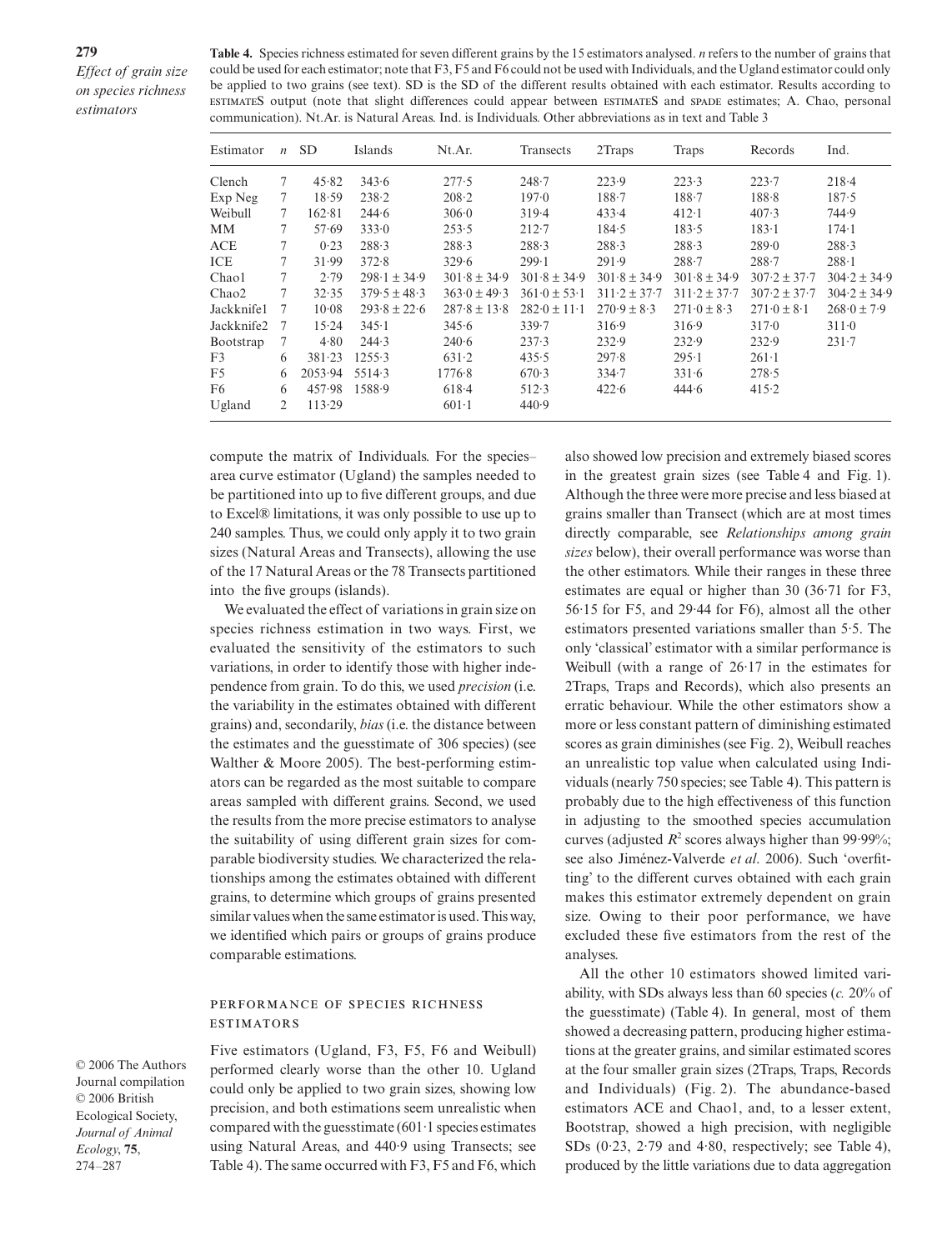**Table 4.** Species richness estimated for seven different grains by the 15 estimators analysed. *n* refers to the number of grains that could be used for each estimator; note that F3, F5 and F6 could not be used with Individuals, and the Ugland estimator could only be applied to two grains (see text). SD is the SD of the different results obtained with each estimator. Results according to ESTIMATES output (note that slight differences could appear between ESTIMATES and SPADE estimates; A. Chao, personal communication). Nt.Ar. is Natural Areas. Ind. is Individuals. Other abbreviations as in text and Table 3

| Estimator | *n* | SD | Islands | Nt.Ar. | Transects | 2Traps | Traps | Records | Ind. |
|---|---|---|---|---|---|---|---|---|---|
| Clench | 7 | 45·82 | 343·6 | 277·5 | 248·7 | 223·9 | 223·3 | 223·7 | 218·4 |
| Exp Neg | 7 | 18·59 | 238·2 | 208·2 | 197·0 | 188·7 | 188·7 | 188·8 | 187·5 |
| Weibull | 7 | 162·81 | 244·6 | 306·0 | 319·4 | 433·4 | 412·1 | 407·3 | 744·9 |
| MM | 7 | 57·69 | 333·0 | 253·5 | 212·7 | 184·5 | 183·5 | 183·1 | 174·1 |
| ACE | 7 | 0·23 | 288·3 | 288·3 | 288·3 | 288·3 | 288·3 | 289·0 | 288·3 |
| ICE | 7 | 31·99 | 372·8 | 329·6 | 299·1 | 291·9 | 288·7 | 288·7 | 288·1 |
| Chao1 | 7 | 2·79 | 298·1 ± 34·9 | 301·8 ± 34·9 | 301·8 ± 34·9 | 301·8 ± 34·9 | 301·8 ± 34·9 | 307·2 ± 37·7 | 304·2 ± 34·9 |
| Chao2 | 7 | 32·35 | 379·5 ± 48·3 | 363·0 ± 49·3 | 361·0 ± 53·1 | 311·2 ± 37·7 | 311·2 ± 37·7 | 307·2 ± 37·7 | 304·2 ± 34·9 |
| Jackknife1 | 7 | 10·08 | 293·8 ± 22·6 | 287·8 ± 13·8 | 282·0 ± 11·1 | 270·9 ± 8·3 | 271·0 ± 8·3 | 271·0 ± 8·1 | 268·0 ± 7·9 |
| Jackknife2 | 7 | 15·24 | 345·1 | 345·6 | 339·7 | 316·9 | 316·9 | 317·0 | 311·0 |
| Bootstrap | 7 | 4·80 | 244·3 | 240·6 | 237·3 | 232·9 | 232·9 | 232·9 | 231·7 |
| F3 | 6 | 381·23 | 1255·3 | 631·2 | 435·5 | 297·8 | 295·1 | 261·1 | |
| F5 | 6 | 2053·94 | 5514·3 | 1776·8 | 670·3 | 334·7 | 331·6 | 278·5 | |
| F6 | 6 | 457·98 | 1588·9 | 618·4 | 512·3 | 422·6 | 444·6 | 415·2 | |
| Ugland | 2 | 113·29 | | 601·1 | 440·9 | | | | |

compute the matrix of Individuals. For the species–area curve estimator (Ugland) the samples needed to be partitioned into up to five different groups, and due to Excel® limitations, it was only possible to use up to 240 samples. Thus, we could only apply it to two grain sizes (Natural Areas and Transects), allowing the use of the 17 Natural Areas or the 78 Transects partitioned into the five groups (islands).

We evaluated the effect of variations in grain size on species richness estimation in two ways. First, we evaluated the sensitivity of the estimators to such variations, in order to identify those with higher independence from grain. To do this, we used *precision* (i.e. the variability in the estimates obtained with different grains) and, secondarily, *bias* (i.e. the distance between the estimates and the guesstimate of 306 species) (see Walther & Moore 2005). The best-performing estimators can be regarded as the most suitable to compare areas sampled with different grains. Second, we used the results from the more precise estimators to analyse the suitability of using different grain sizes for comparable biodiversity studies. We characterized the relationships among the estimates obtained with different grains, to determine which groups of grains presented similar values when the same estimator is used. This way, we identified which pairs or groups of grains produce comparable estimations.

## Performance of species richness estimators

Five estimators (Ugland, F3, F5, F6 and Weibull) performed clearly worse than the other 10. Ugland could only be applied to two grain sizes, showing low precision, and both estimations seem unrealistic when compared with the guesstimate (601·1 species estimates using Natural Areas, and 440·9 using Transects; see Table 4). The same occurred with F3, F5 and F6, which also showed low precision and extremely biased scores in the greatest grain sizes (see Table 4 and Fig. 1). Although the three were more precise and less biased at grains smaller than Transect (which are at most times directly comparable, see *Relationships among grain sizes* below), their overall performance was worse than the other estimators. While their ranges in these three estimates are equal or higher than 30 (36·71 for F3, 56·15 for F5, and 29·44 for F6), almost all the other estimators presented variations smaller than 5·5. The only 'classical' estimator with a similar performance is Weibull (with a range of 26·17 in the estimates for 2Traps, Traps and Records), which also presents an erratic behaviour. While the other estimators show a more or less constant pattern of diminishing estimated scores as grain diminishes (see Fig. 2), Weibull reaches an unrealistic top value when calculated using Individuals (nearly 750 species; see Table 4). This pattern is probably due to the high effectiveness of this function in adjusting to the smoothed species accumulation curves (adjusted $R^2$ scores always higher than 99·99%; see also Jiménez-Valverde *et al*. 2006). Such 'overfitting' to the different curves obtained with each grain makes this estimator extremely dependent on grain size. Owing to their poor performance, we have excluded these five estimators from the rest of the analyses.

All the other 10 estimators showed limited variability, with SDs always less than 60 species (*c.* 20% of the guesstimate) (Table 4). In general, most of them showed a decreasing pattern, producing higher estimations at the greater grains, and similar estimated scores at the four smaller grain sizes (2Traps, Traps, Records and Individuals) (Fig. 2). The abundance-based estimators ACE and Chao1, and, to a lesser extent, Bootstrap, showed a high precision, with negligible SDs (0·23, 2·79 and 4·80, respectively; see Table 4), produced by the little variations due to data aggregation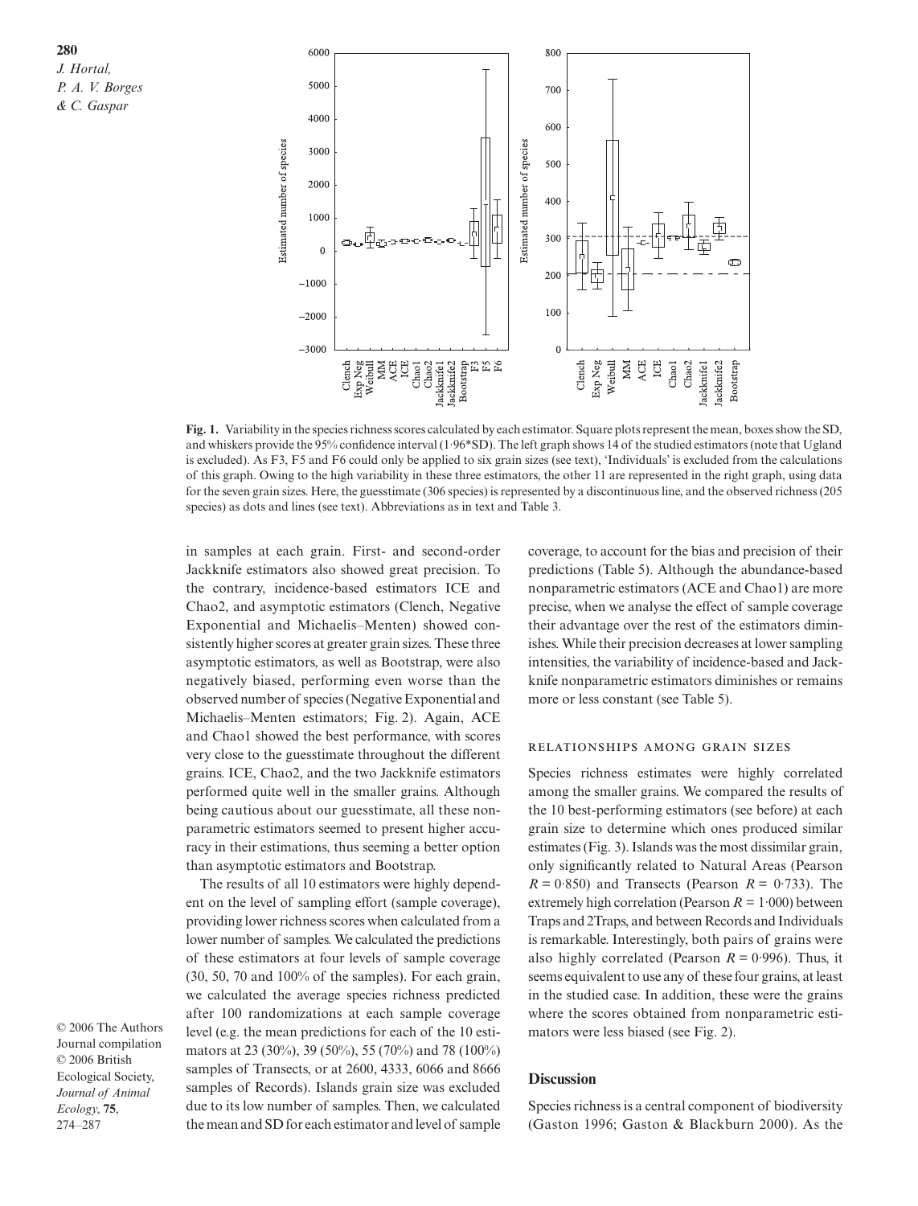**Fig. 1.** Variability in the species richness scores calculated by each estimator. Square plots represent the mean, boxes show the SD, and whiskers provide the 95% confidence interval (1·96*SD). The left graph shows 14 of the studied estimators (note that Ugland is excluded). As F3, F5 and F6 could only be applied to six grain sizes (see text), 'Individuals' is excluded from the calculations of this graph. Owing to the high variability in these three estimators, the other 11 are represented in the right graph, using data for the seven grain sizes. Here, the guesstimate (306 species) is represented by a discontinuous line, and the observed richness (205 species) as dots and lines (see text). Abbreviations as in text and Table 3.

in samples at each grain. First- and second-order Jackknife estimators also showed great precision. To the contrary, incidence-based estimators ICE and Chao2, and asymptotic estimators (Clench, Negative Exponential and Michaelis–Menten) showed consistently higher scores at greater grain sizes. These three asymptotic estimators, as well as Bootstrap, were also negatively biased, performing even worse than the observed number of species (Negative Exponential and Michaelis–Menten estimators; Fig. 2). Again, ACE and Chao1 showed the best performance, with scores very close to the guesstimate throughout the different grains. ICE, Chao2, and the two Jackknife estimators performed quite well in the smaller grains. Although being cautious about our guesstimate, all these nonparametric estimators seemed to present higher accuracy in their estimations, thus seeming a better option than asymptotic estimators and Bootstrap.

The results of all 10 estimators were highly dependent on the level of sampling effort (sample coverage), providing lower richness scores when calculated from a lower number of samples. We calculated the predictions of these estimators at four levels of sample coverage (30, 50, 70 and 100% of the samples). For each grain, we calculated the average species richness predicted after 100 randomizations at each sample coverage level (e.g. the mean predictions for each of the 10 estimators at 23 (30%), 39 (50%), 55 (70%) and 78 (100%) samples of Transects, or at 2600, 4333, 6066 and 8666 samples of Records). Islands grain size was excluded due to its low number of samples. Then, we calculated the mean and SD for each estimator and level of sample coverage, to account for the bias and precision of their predictions (Table 5). Although the abundance-based nonparametric estimators (ACE and Chao1) are more precise, when we analyse the effect of sample coverage their advantage over the rest of the estimators diminishes. While their precision decreases at lower sampling intensities, the variability of incidence-based and Jackknife nonparametric estimators diminishes or remains more or less constant (see Table 5).

### Relationships among grain sizes

Species richness estimates were highly correlated among the smaller grains. We compared the results of the 10 best-performing estimators (see before) at each grain size to determine which ones produced similar estimates (Fig. 3). Islands was the most dissimilar grain, only significantly related to Natural Areas (Pearson $R = 0·850$) and Transects (Pearson $R = 0·733$). The extremely high correlation (Pearson $R = 1·000$) between Traps and 2Traps, and between Records and Individuals is remarkable. Interestingly, both pairs of grains were also highly correlated (Pearson $R = 0·996$). Thus, it seems equivalent to use any of these four grains, at least in the studied case. In addition, these were the grains where the scores obtained from nonparametric estimators were less biased (see Fig. 2).

## Discussion

Species richness is a central component of biodiversity (Gaston 1996; Gaston & Blackburn 2000). As the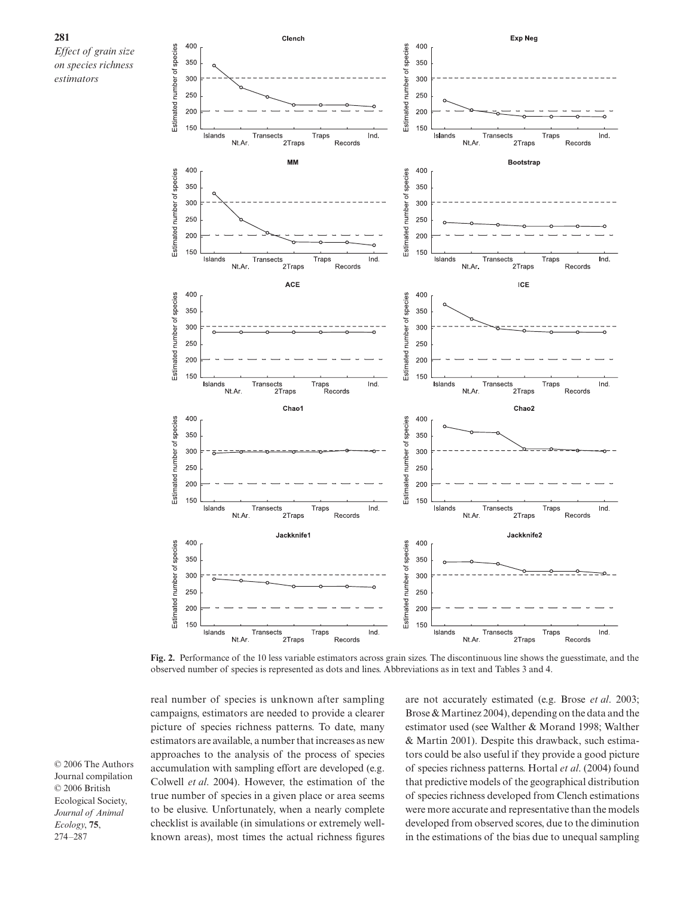**Fig. 2.** Performance of the 10 less variable estimators across grain sizes. The discontinuous line shows the guesstimate, and the observed number of species is represented as dots and lines. Abbreviations as in text and Tables 3 and 4.

real number of species is unknown after sampling campaigns, estimators are needed to provide a clearer picture of species richness patterns. To date, many estimators are available, a number that increases as new approaches to the analysis of the process of species accumulation with sampling effort are developed (e.g. Colwell *et al*. 2004). However, the estimation of the true number of species in a given place or area seems to be elusive. Unfortunately, when a nearly complete checklist is available (in simulations or extremely well-known areas), most times the actual richness figures are not accurately estimated (e.g. Brose *et al*. 2003; Brose & Martinez 2004), depending on the data and the estimator used (see Walther & Morand 1998; Walther & Martin 2001). Despite this drawback, such estimators could be also useful if they provide a good picture of species richness patterns. Hortal *et al*. (2004) found that predictive models of the geographical distribution of species richness developed from Clench estimations were more accurate and representative than the models developed from observed scores, due to the diminution in the estimations of the bias due to unequal sampling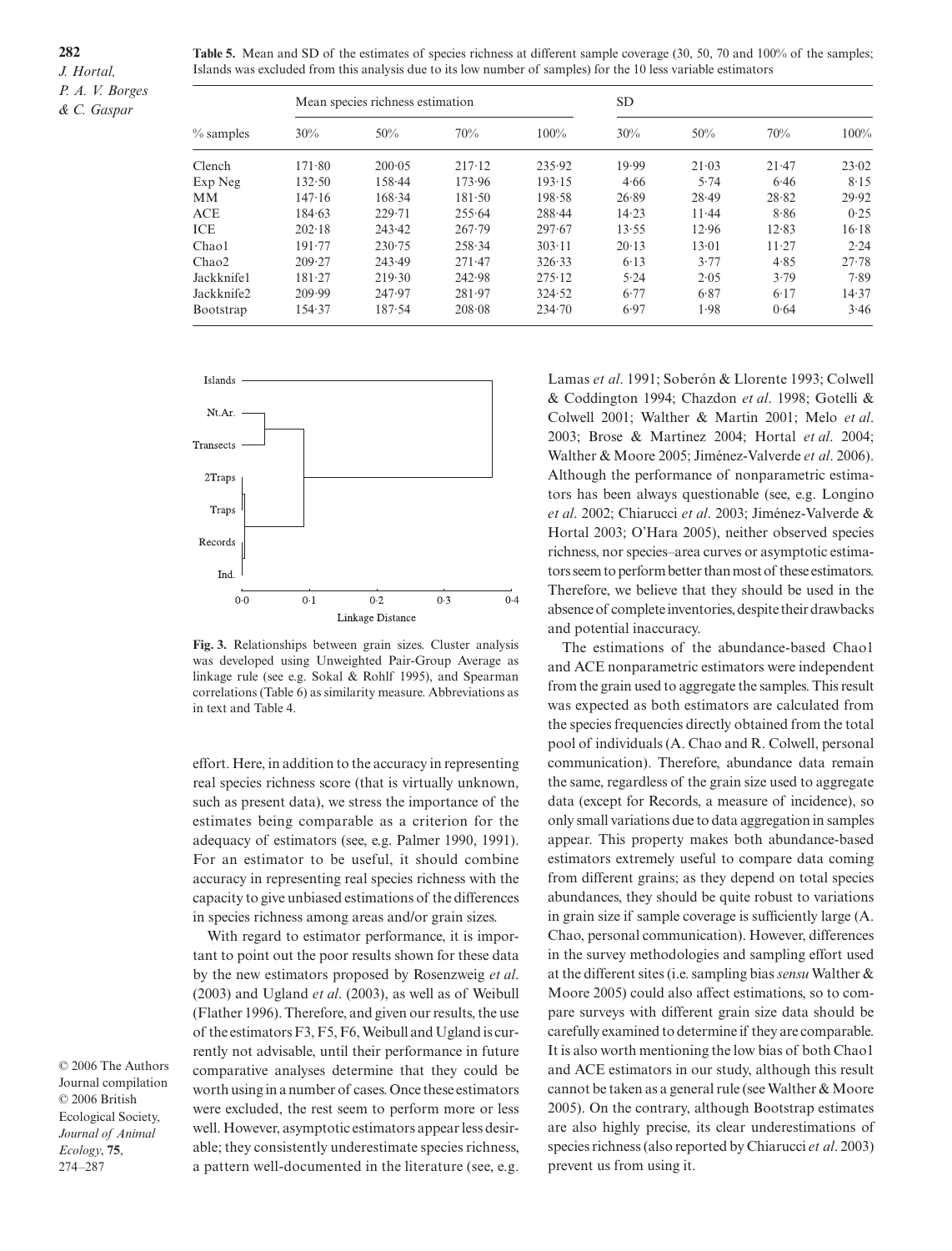**Table 5.** Mean and SD of the estimates of species richness at different sample coverage (30, 50, 70 and 100% of the samples; Islands was excluded from this analysis due to its low number of samples) for the 10 less variable estimators

| | Mean species richness estimation | | | | SD | | | |
|---|---|---|---|---|---|---|---|---|
| % samples | 30% | 50% | 70% | 100% | 30% | 50% | 70% | 100% |
| Clench | 171·80 | 200·05 | 217·12 | 235·92 | 19·99 | 21·03 | 21·47 | 23·02 |
| Exp Neg | 132·50 | 158·44 | 173·96 | 193·15 | 4·66 | 5·74 | 6·46 | 8·15 |
| MM | 147·16 | 168·34 | 181·50 | 198·58 | 26·89 | 28·49 | 28·82 | 29·92 |
| ACE | 184·63 | 229·71 | 255·64 | 288·44 | 14·23 | 11·44 | 8·86 | 0·25 |
| ICE | 202·18 | 243·42 | 267·79 | 297·67 | 13·55 | 12·96 | 12·83 | 16·18 |
| Chao1 | 191·77 | 230·75 | 258·34 | 303·11 | 20·13 | 13·01 | 11·27 | 2·24 |
| Chao2 | 209·27 | 243·49 | 271·47 | 326·33 | 6·13 | 3·77 | 4·85 | 27·78 |
| Jackknife1 | 181·27 | 219·30 | 242·98 | 275·12 | 5·24 | 2·05 | 3·79 | 7·89 |
| Jackknife2 | 209·99 | 247·97 | 281·97 | 324·52 | 6·77 | 6·87 | 6·17 | 14·37 |
| Bootstrap | 154·37 | 187·54 | 208·08 | 234·70 | 6·97 | 1·98 | 0·64 | 3·46 |

**Fig. 3.** Relationships between grain sizes. Cluster analysis was developed using Unweighted Pair-Group Average as linkage rule (see e.g. Sokal & Rohlf 1995), and Spearman correlations (Table 6) as similarity measure. Abbreviations as in text and Table 4.

effort. Here, in addition to the accuracy in representing real species richness score (that is virtually unknown, such as present data), we stress the importance of the estimates being comparable as a criterion for the adequacy of estimators (see, e.g. Palmer 1990, 1991). For an estimator to be useful, it should combine accuracy in representing real species richness with the capacity to give unbiased estimations of the differences in species richness among areas and/or grain sizes.

With regard to estimator performance, it is important to point out the poor results shown for these data by the new estimators proposed by Rosenzweig *et al*. (2003) and Ugland *et al*. (2003), as well as of Weibull (Flather 1996). Therefore, and given our results, the use of the estimators F3, F5, F6, Weibull and Ugland is currently not advisable, until their performance in future comparative analyses determine that they could be worth using in a number of cases. Once these estimators were excluded, the rest seem to perform more or less well. However, asymptotic estimators appear less desirable; they consistently underestimate species richness, a pattern well-documented in the literature (see, e.g. Lamas *et al*. 1991; Soberón & Llorente 1993; Colwell & Coddington 1994; Chazdon *et al*. 1998; Gotelli & Colwell 2001; Walther & Martin 2001; Melo *et al*. 2003; Brose & Martinez 2004; Hortal *et al*. 2004; Walther & Moore 2005; Jiménez-Valverde *et al*. 2006). Although the performance of nonparametric estimators has been always questionable (see, e.g. Longino *et al*. 2002; Chiarucci *et al*. 2003; Jiménez-Valverde & Hortal 2003; O'Hara 2005), neither observed species richness, nor species–area curves or asymptotic estimators seem to perform better than most of these estimators. Therefore, we believe that they should be used in the absence of complete inventories, despite their drawbacks and potential inaccuracy.

The estimations of the abundance-based Chao1 and ACE nonparametric estimators were independent from the grain used to aggregate the samples. This result was expected as both estimators are calculated from the species frequencies directly obtained from the total pool of individuals (A. Chao and R. Colwell, personal communication). Therefore, abundance data remain the same, regardless of the grain size used to aggregate data (except for Records, a measure of incidence), so only small variations due to data aggregation in samples appear. This property makes both abundance-based estimators extremely useful to compare data coming from different grains; as they depend on total species abundances, they should be quite robust to variations in grain size if sample coverage is sufficiently large (A. Chao, personal communication). However, differences in the survey methodologies and sampling effort used at the different sites (i.e. sampling bias *sensu* Walther & Moore 2005) could also affect estimations, so to compare surveys with different grain size data should be carefully examined to determine if they are comparable. It is also worth mentioning the low bias of both Chao1 and ACE estimators in our study, although this result cannot be taken as a general rule (see Walther & Moore 2005). On the contrary, although Bootstrap estimates are also highly precise, its clear underestimations of species richness (also reported by Chiarucci *et al*. 2003) prevent us from using it.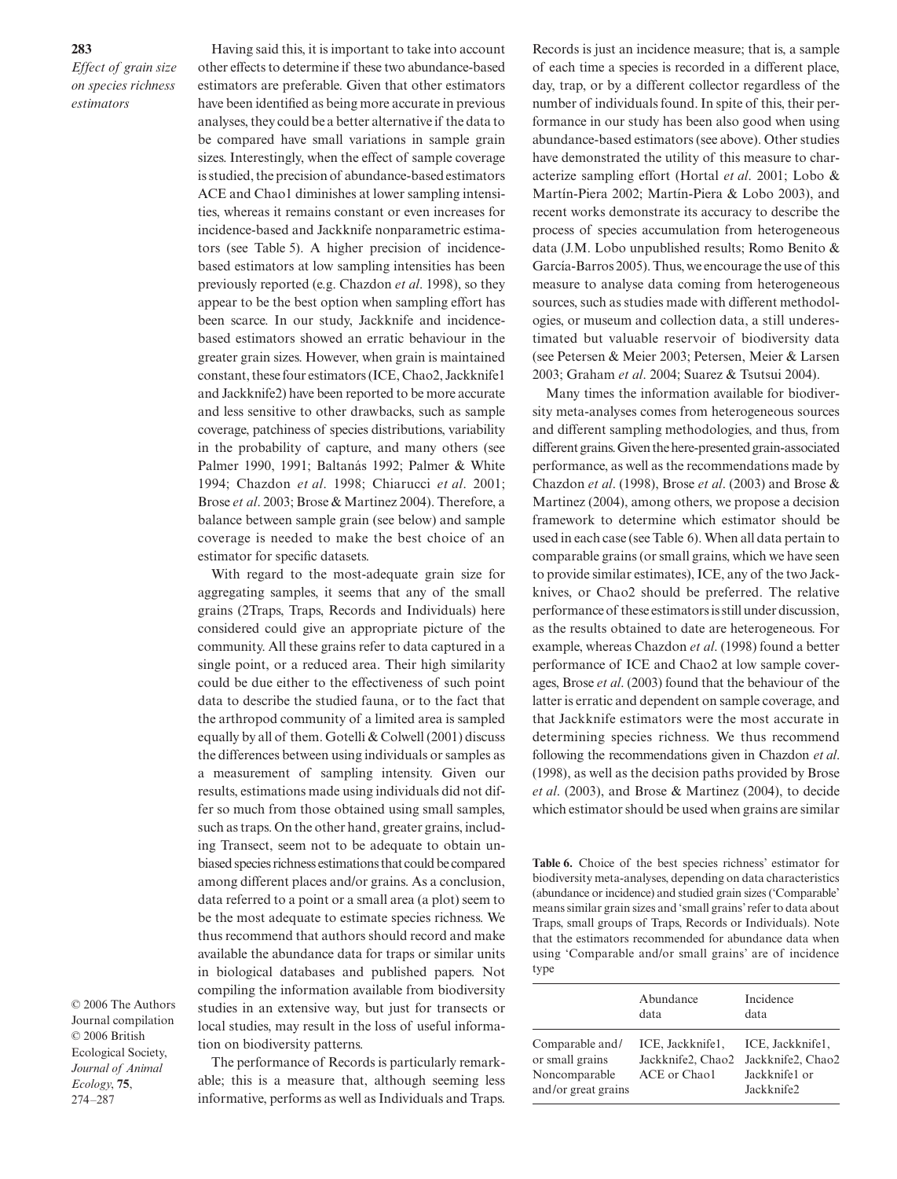Having said this, it is important to take into account other effects to determine if these two abundance-based estimators are preferable. Given that other estimators have been identified as being more accurate in previous analyses, they could be a better alternative if the data to be compared have small variations in sample grain sizes. Interestingly, when the effect of sample coverage is studied, the precision of abundance-based estimators ACE and Chao1 diminishes at lower sampling intensities, whereas it remains constant or even increases for incidence-based and Jackknife nonparametric estimators (see Table 5). A higher precision of incidence-based estimators at low sampling intensities has been previously reported (e.g. Chazdon *et al*. 1998), so they appear to be the best option when sampling effort has been scarce. In our study, Jackknife and incidence-based estimators showed an erratic behaviour in the greater grain sizes. However, when grain is maintained constant, these four estimators (ICE, Chao2, Jackknife1 and Jackknife2) have been reported to be more accurate and less sensitive to other drawbacks, such as sample coverage, patchiness of species distributions, variability in the probability of capture, and many others (see Palmer 1990, 1991; Baltanás 1992; Palmer & White 1994; Chazdon *et al*. 1998; Chiarucci *et al*. 2001; Brose *et al*. 2003; Brose & Martinez 2004). Therefore, a balance between sample grain (see below) and sample coverage is needed to make the best choice of an estimator for specific datasets.

With regard to the most-adequate grain size for aggregating samples, it seems that any of the small grains (2Traps, Traps, Records and Individuals) here considered could give an appropriate picture of the community. All these grains refer to data captured in a single point, or a reduced area. Their high similarity could be due either to the effectiveness of such point data to describe the studied fauna, or to the fact that the arthropod community of a limited area is sampled equally by all of them. Gotelli & Colwell (2001) discuss the differences between using individuals or samples as a measurement of sampling intensity. Given our results, estimations made using individuals did not differ so much from those obtained using small samples, such as traps. On the other hand, greater grains, including Transect, seem not to be adequate to obtain unbiased species richness estimations that could be compared among different places and/or grains. As a conclusion, data referred to a point or a small area (a plot) seem to be the most adequate to estimate species richness. We thus recommend that authors should record and make available the abundance data for traps or similar units in biological databases and published papers. Not compiling the information available from biodiversity studies in an extensive way, but just for transects or local studies, may result in the loss of useful information on biodiversity patterns.

The performance of Records is particularly remarkable; this is a measure that, although seeming less informative, performs as well as Individuals and Traps. Records is just an incidence measure; that is, a sample of each time a species is recorded in a different place, day, trap, or by a different collector regardless of the number of individuals found. In spite of this, their performance in our study has been also good when using abundance-based estimators (see above). Other studies have demonstrated the utility of this measure to characterize sampling effort (Hortal *et al*. 2001; Lobo & Martín-Piera 2002; Martín-Piera & Lobo 2003), and recent works demonstrate its accuracy to describe the process of species accumulation from heterogeneous data (J.M. Lobo unpublished results; Romo Benito & García-Barros 2005). Thus, we encourage the use of this measure to analyse data coming from heterogeneous sources, such as studies made with different methodologies, or museum and collection data, a still underestimated but valuable reservoir of biodiversity data (see Petersen & Meier 2003; Petersen, Meier & Larsen 2003; Graham *et al*. 2004; Suarez & Tsutsui 2004).

Many times the information available for biodiversity meta-analyses comes from heterogeneous sources and different sampling methodologies, and thus, from different grains. Given the here-presented grain-associated performance, as well as the recommendations made by Chazdon *et al*. (1998), Brose *et al*. (2003) and Brose & Martinez (2004), among others, we propose a decision framework to determine which estimator should be used in each case (see Table 6). When all data pertain to comparable grains (or small grains, which we have seen to provide similar estimates), ICE, any of the two Jackknives, or Chao2 should be preferred. The relative performance of these estimators is still under discussion, as the results obtained to date are heterogeneous. For example, whereas Chazdon *et al*. (1998) found a better performance of ICE and Chao2 at low sample coverages, Brose *et al*. (2003) found that the behaviour of the latter is erratic and dependent on sample coverage, and that Jackknife estimators were the most accurate in determining species richness. We thus recommend following the recommendations given in Chazdon *et al*. (1998), as well as the decision paths provided by Brose *et al*. (2003), and Brose & Martinez (2004), to decide which estimator should be used when grains are similar

**Table 6.** Choice of the best species richness' estimator for biodiversity meta-analyses, depending on data characteristics (abundance or incidence) and studied grain sizes ('Comparable' means similar grain sizes and 'small grains' refer to data about Traps, small groups of Traps, Records or Individuals). Note that the estimators recommended for abundance data when using 'Comparable and/or small grains' are of incidence type

| | Abundance data | Incidence data |
|---|---|---|
| Comparable and/ or small grains | ICE, Jackknife1, Jackknife2, Chao2 | ICE, Jackknife1, Jackknife2, Chao2 |
| Noncomparable and/or great grains | ACE or Chao1 | Jackknife1 or Jackknife2 |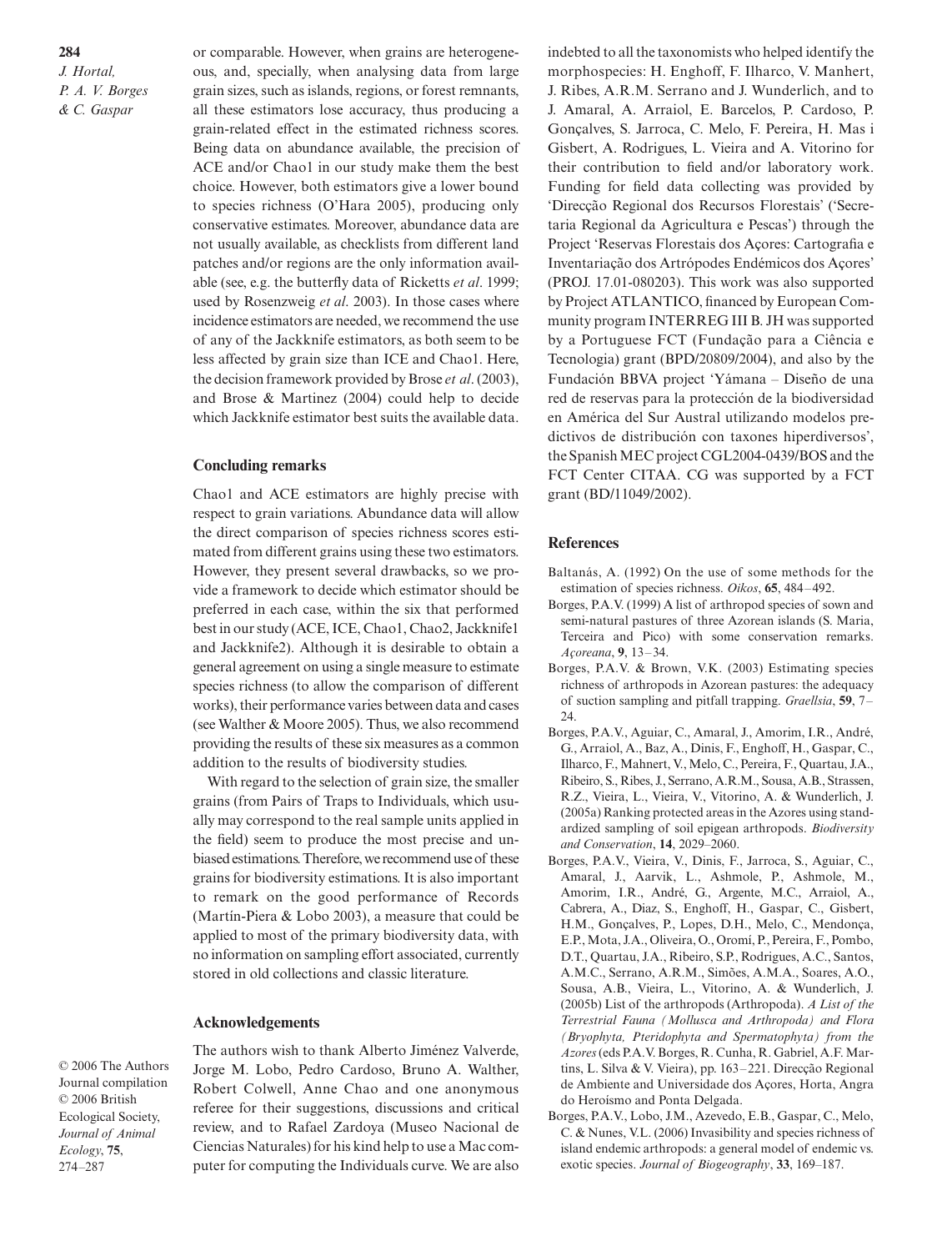or comparable. However, when grains are heterogeneous, and, specially, when analysing data from large grain sizes, such as islands, regions, or forest remnants, all these estimators lose accuracy, thus producing a grain-related effect in the estimated richness scores. Being data on abundance available, the precision of ACE and/or Chao1 in our study make them the best choice. However, both estimators give a lower bound to species richness (O'Hara 2005), producing only conservative estimates. Moreover, abundance data are not usually available, as checklists from different land patches and/or regions are the only information available (see, e.g. the butterfly data of Ricketts *et al*. 1999; used by Rosenzweig *et al*. 2003). In those cases where incidence estimators are needed, we recommend the use of any of the Jackknife estimators, as both seem to be less affected by grain size than ICE and Chao1. Here, the decision framework provided by Brose *et al*. (2003), and Brose & Martinez (2004) could help to decide which Jackknife estimator best suits the available data.

## Concluding remarks

Chao1 and ACE estimators are highly precise with respect to grain variations. Abundance data will allow the direct comparison of species richness scores estimated from different grains using these two estimators. However, they present several drawbacks, so we provide a framework to decide which estimator should be preferred in each case, within the six that performed best in our study (ACE, ICE, Chao1, Chao2, Jackknife1 and Jackknife2). Although it is desirable to obtain a general agreement on using a single measure to estimate species richness (to allow the comparison of different works), their performance varies between data and cases (see Walther & Moore 2005). Thus, we also recommend providing the results of these six measures as a common addition to the results of biodiversity studies.

With regard to the selection of grain size, the smaller grains (from Pairs of Traps to Individuals, which usually may correspond to the real sample units applied in the field) seem to produce the most precise and unbiased estimations. Therefore, we recommend use of these grains for biodiversity estimations. It is also important to remark on the good performance of Records (Martín-Piera & Lobo 2003), a measure that could be applied to most of the primary biodiversity data, with no information on sampling effort associated, currently stored in old collections and classic literature.

## Acknowledgements

The authors wish to thank Alberto Jiménez Valverde, Jorge M. Lobo, Pedro Cardoso, Bruno A. Walther, Robert Colwell, Anne Chao and one anonymous referee for their suggestions, discussions and critical review, and to Rafael Zardoya (Museo Nacional de Ciencias Naturales) for his kind help to use a Mac computer for computing the Individuals curve. We are also indebted to all the taxonomists who helped identify the morphospecies: H. Enghoff, F. Ilharco, V. Manhert, J. Ribes, A.R.M. Serrano and J. Wunderlich, and to J. Amaral, A. Arraiol, E. Barcelos, P. Cardoso, P. Gonçalves, S. Jarroca, C. Melo, F. Pereira, H. Mas i Gisbert, A. Rodrigues, L. Vieira and A. Vitorino for their contribution to field and/or laboratory work. Funding for field data collecting was provided by 'Direcção Regional dos Recursos Florestais' ('Secretaria Regional da Agricultura e Pescas') through the Project 'Reservas Florestais dos Açores: Cartografia e Inventariação dos Artrópodes Endémicos dos Açores' (PROJ. 17.01-080203). This work was also supported by Project ATLANTICO, financed by European Community program INTERREG III B. JH was supported by a Portuguese FCT (Fundação para a Ciência e Tecnologia) grant (BPD/20809/2004), and also by the Fundación BBVA project 'Yámana – Diseño de una red de reservas para la protección de la biodiversidad en América del Sur Austral utilizando modelos predictivos de distribución con taxones hiperdiversos', the Spanish MEC project CGL2004-0439/BOS and the FCT Center CITAA. CG was supported by a FCT grant (BD/11049/2002).

## References

Baltanás, A. (1992) On the use of some methods for the estimation of species richness. *Oikos*, **65**, 484–492.

Borges, P.A.V. (1999) A list of arthropod species of sown and semi-natural pastures of three Azorean islands (S. Maria, Terceira and Pico) with some conservation remarks. *Açoreana*, **9**, 13–34.

Borges, P.A.V. & Brown, V.K. (2003) Estimating species richness of arthropods in Azorean pastures: the adequacy of suction sampling and pitfall trapping. *Graellsia*, **59**, 7–24.

Borges, P.A.V., Aguiar, C., Amaral, J., Amorim, I.R., André, G., Arraiol, A., Baz, A., Dinis, F., Enghoff, H., Gaspar, C., Ilharco, F., Mahnert, V., Melo, C., Pereira, F., Quartau, J.A., Ribeiro, S., Ribes, J., Serrano, A.R.M., Sousa, A.B., Strassen, R.Z., Vieira, L., Vieira, V., Vitorino, A. & Wunderlich, J. (2005a) Ranking protected areas in the Azores using standardized sampling of soil epigean arthropods. *Biodiversity and Conservation*, **14**, 2029–2060.

Borges, P.A.V., Vieira, V., Dinis, F., Jarroca, S., Aguiar, C., Amaral, J., Aarvik, L., Ashmole, P., Ashmole, M., Amorim, I.R., André, G., Argente, M.C., Arraiol, A., Cabrera, A., Diaz, S., Enghoff, H., Gaspar, C., Gisbert, H.M., Gonçalves, P., Lopes, D.H., Melo, C., Mendonça, E.P., Mota, J.A., Oliveira, O., Oromí, P., Pereira, F., Pombo, D.T., Quartau, J.A., Ribeiro, S.P., Rodrigues, A.C., Santos, A.M.C., Serrano, A.R.M., Simões, A.M.A., Soares, A.O., Sousa, A.B., Vieira, L., Vitorino, A. & Wunderlich, J. (2005b) List of the arthropods (Arthropoda). *A List of the Terrestrial Fauna (Mollusca and Arthropoda) and Flora (Bryophyta, Pteridophyta and Spermatophyta) from the Azores* (eds P.A.V. Borges, R. Cunha, R. Gabriel, A.F. Martins, L. Silva & V. Vieira), pp. 163–221. Direcção Regional de Ambiente and Universidade dos Açores, Horta, Angra do Heroísmo and Ponta Delgada.

Borges, P.A.V., Lobo, J.M., Azevedo, E.B., Gaspar, C., Melo, C. & Nunes, V.L. (2006) Invasibility and species richness of island endemic arthropods: a general model of endemic vs. exotic species. *Journal of Biogeography*, **33**, 169–187.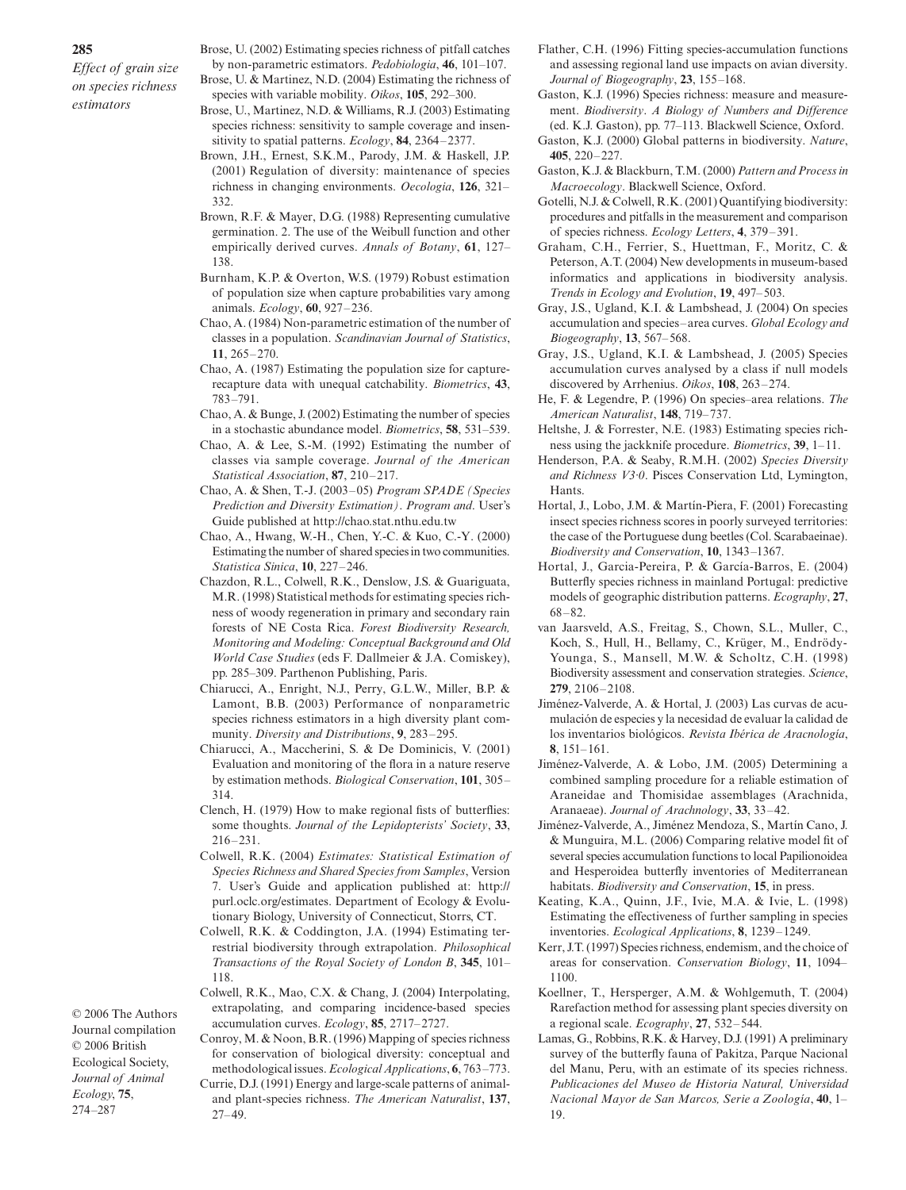Brose, U. (2002) Estimating species richness of pitfall catches by non-parametric estimators. *Pedobiologia*, **46**, 101–107.

Brose, U. & Martinez, N.D. (2004) Estimating the richness of species with variable mobility. *Oikos*, **105**, 292–300.

Brose, U., Martinez, N.D. & Williams, R.J. (2003) Estimating species richness: sensitivity to sample coverage and insensitivity to spatial patterns. *Ecology*, **84**, 2364–2377.

Brown, J.H., Ernest, S.K.M., Parody, J.M. & Haskell, J.P. (2001) Regulation of diversity: maintenance of species richness in changing environments. *Oecologia*, **126**, 321–332.

Brown, R.F. & Mayer, D.G. (1988) Representing cumulative germination. 2. The use of the Weibull function and other empirically derived curves. *Annals of Botany*, **61**, 127–138.

Burnham, K.P. & Overton, W.S. (1979) Robust estimation of population size when capture probabilities vary among animals. *Ecology*, **60**, 927–236.

Chao, A. (1984) Non-parametric estimation of the number of classes in a population. *Scandinavian Journal of Statistics*, **11**, 265–270.

Chao, A. (1987) Estimating the population size for capture-recapture data with unequal catchability. *Biometrics*, **43**, 783–791.

Chao, A. & Bunge, J. (2002) Estimating the number of species in a stochastic abundance model. *Biometrics*, **58**, 531–539.

Chao, A. & Lee, S.-M. (1992) Estimating the number of classes via sample coverage. *Journal of the American Statistical Association*, **87**, 210–217.

Chao, A. & Shen, T.-J. (2003–05) *Program SPADE (Species Prediction and Diversity Estimation). Program and*. User's Guide published at http://chao.stat.nthu.edu.tw

Chao, A., Hwang, W.-H., Chen, Y.-C. & Kuo, C.-Y. (2000) Estimating the number of shared species in two communities. *Statistica Sinica*, **10**, 227–246.

Chazdon, R.L., Colwell, R.K., Denslow, J.S. & Guariguata, M.R. (1998) Statistical methods for estimating species richness of woody regeneration in primary and secondary rain forests of NE Costa Rica. *Forest Biodiversity Research, Monitoring and Modeling: Conceptual Background and Old World Case Studies* (eds F. Dallmeier & J.A. Comiskey), pp. 285–309. Parthenon Publishing, Paris.

Chiarucci, A., Enright, N.J., Perry, G.L.W., Miller, B.P. & Lamont, B.B. (2003) Performance of nonparametric species richness estimators in a high diversity plant community. *Diversity and Distributions*, **9**, 283–295.

Chiarucci, A., Maccherini, S. & De Dominicis, V. (2001) Evaluation and monitoring of the flora in a nature reserve by estimation methods. *Biological Conservation*, **101**, 305–314.

Clench, H. (1979) How to make regional fists of butterflies: some thoughts. *Journal of the Lepidopterists' Society*, **33**, 216–231.

Colwell, R.K. (2004) *Estimates: Statistical Estimation of Species Richness and Shared Species from Samples*, Version 7. User's Guide and application published at: http://purl.oclc.org/estimates. Department of Ecology & Evolutionary Biology, University of Connecticut, Storrs, CT.

Colwell, R.K. & Coddington, J.A. (1994) Estimating terrestrial biodiversity through extrapolation. *Philosophical Transactions of the Royal Society of London B*, **345**, 101–118.

Colwell, R.K., Mao, C.X. & Chang, J. (2004) Interpolating, extrapolating, and comparing incidence-based species accumulation curves. *Ecology*, **85**, 2717–2727.

Conroy, M. & Noon, B.R. (1996) Mapping of species richness for conservation of biological diversity: conceptual and methodological issues. *Ecological Applications*, **6**, 763–773.

Currie, D.J. (1991) Energy and large-scale patterns of animal- and plant-species richness. *The American Naturalist*, **137**, 27–49.

Flather, C.H. (1996) Fitting species-accumulation functions and assessing regional land use impacts on avian diversity. *Journal of Biogeography*, **23**, 155–168.

Gaston, K.J. (1996) Species richness: measure and measurement. *Biodiversity*. *A Biology of Numbers and Difference* (ed. K.J. Gaston), pp. 77–113. Blackwell Science, Oxford.

Gaston, K.J. (2000) Global patterns in biodiversity. *Nature*, **405**, 220–227.

Gaston, K.J. & Blackburn, T.M. (2000) *Pattern and Process in Macroecology*. Blackwell Science, Oxford.

Gotelli, N.J. & Colwell, R.K. (2001) Quantifying biodiversity: procedures and pitfalls in the measurement and comparison of species richness. *Ecology Letters*, **4**, 379–391.

Graham, C.H., Ferrier, S., Huettman, F., Moritz, C. & Peterson, A.T. (2004) New developments in museum-based informatics and applications in biodiversity analysis. *Trends in Ecology and Evolution*, **19**, 497–503.

Gray, J.S., Ugland, K.I. & Lambshead, J. (2004) On species accumulation and species–area curves. *Global Ecology and Biogeography*, **13**, 567–568.

Gray, J.S., Ugland, K.I. & Lambshead, J. (2005) Species accumulation curves analysed by a class if null models discovered by Arrhenius. *Oikos*, **108**, 263–274.

He, F. & Legendre, P. (1996) On species–area relations. *The American Naturalist*, **148**, 719–737.

Heltshe, J. & Forrester, N.E. (1983) Estimating species richness using the jackknife procedure. *Biometrics*, **39**, 1–11.

Henderson, P.A. & Seaby, R.M.H. (2002) *Species Diversity and Richness V3·0*. Pisces Conservation Ltd, Lymington, Hants.

Hortal, J., Lobo, J.M. & Martín-Piera, F. (2001) Forecasting insect species richness scores in poorly surveyed territories: the case of the Portuguese dung beetles (Col. Scarabaeinae). *Biodiversity and Conservation*, **10**, 1343–1367.

Hortal, J., Garcia-Pereira, P. & García-Barros, E. (2004) Butterfly species richness in mainland Portugal: predictive models of geographic distribution patterns. *Ecography*, **27**, 68–82.

van Jaarsveld, A.S., Freitag, S., Chown, S.L., Muller, C., Koch, S., Hull, H., Bellamy, C., Krüger, M., Endrödy-Younga, S., Mansell, M.W. & Scholtz, C.H. (1998) Biodiversity assessment and conservation strategies. *Science*, **279**, 2106–2108.

Jiménez-Valverde, A. & Hortal, J. (2003) Las curvas de acumulación de especies y la necesidad de evaluar la calidad de los inventarios biológicos. *Revista Ibérica de Aracnología*, **8**, 151–161.

Jiménez-Valverde, A. & Lobo, J.M. (2005) Determining a combined sampling procedure for a reliable estimation of Araneidae and Thomisidae assemblages (Arachnida, Aranaeae). *Journal of Arachnology*, **33**, 33–42.

Jiménez-Valverde, A., Jiménez Mendoza, S., Martín Cano, J. & Munguira, M.L. (2006) Comparing relative model fit of several species accumulation functions to local Papilionoidea and Hesperoidea butterfly inventories of Mediterranean habitats. *Biodiversity and Conservation*, **15**, in press.

Keating, K.A., Quinn, J.F., Ivie, M.A. & Ivie, L. (1998) Estimating the effectiveness of further sampling in species inventories. *Ecological Applications*, **8**, 1239–1249.

Kerr, J.T. (1997) Species richness, endemism, and the choice of areas for conservation. *Conservation Biology*, **11**, 1094–1100.

Koellner, T., Hersperger, A.M. & Wohlgemuth, T. (2004) Rarefaction method for assessing plant species diversity on a regional scale. *Ecography*, **27**, 532–544.

Lamas, G., Robbins, R.K. & Harvey, D.J. (1991) A preliminary survey of the butterfly fauna of Pakitza, Parque Nacional del Manu, Peru, with an estimate of its species richness. *Publicaciones del Museo de Historia Natural, Universidad Nacional Mayor de San Marcos, Serie a Zoología*, **40**, 1–19.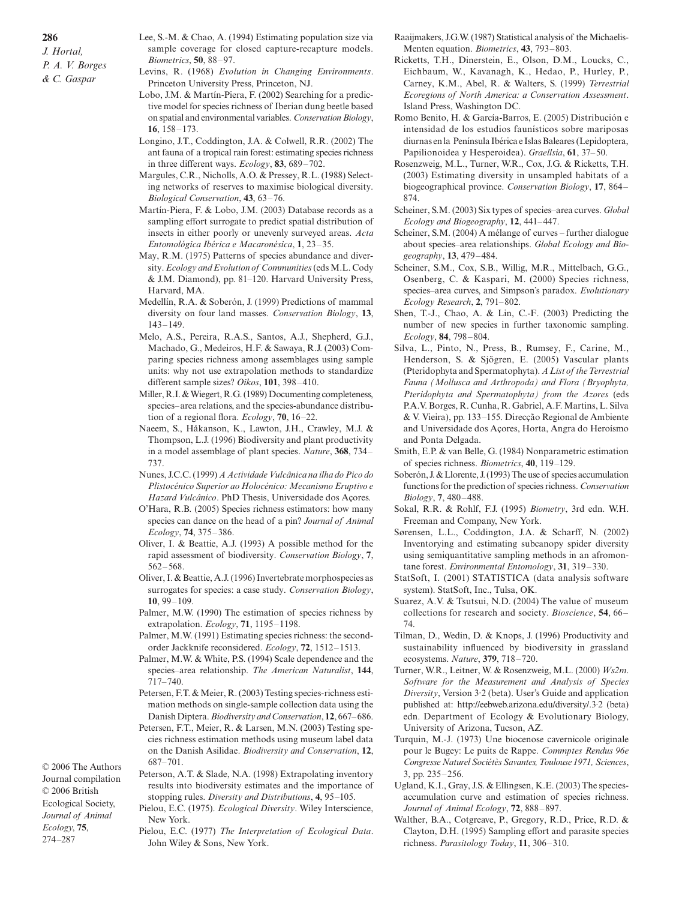Lee, S.-M. & Chao, A. (1994) Estimating population size via sample coverage for closed capture-recapture models. *Biometrics*, **50**, 88–97.

Levins, R. (1968) *Evolution in Changing Environments*. Princeton University Press, Princeton, NJ.

Lobo, J.M. & Martín-Piera, F. (2002) Searching for a predictive model for species richness of Iberian dung beetle based on spatial and environmental variables. *Conservation Biology*, **16**, 158–173.

Longino, J.T., Coddington, J.A. & Colwell, R.R. (2002) The ant fauna of a tropical rain forest: estimating species richness in three different ways. *Ecology*, **83**, 689–702.

Margules, C.R., Nicholls, A.O. & Pressey, R.L. (1988) Selecting networks of reserves to maximise biological diversity. *Biological Conservation*, **43**, 63–76.

Martín-Piera, F. & Lobo, J.M. (2003) Database records as a sampling effort surrogate to predict spatial distribution of insects in either poorly or unevenly surveyed areas. *Acta Entomológica Ibérica e Macaronésica*, **1**, 23–35.

May, R.M. (1975) Patterns of species abundance and diversity. *Ecology and Evolution of Communities* (eds M.L. Cody & J.M. Diamond), pp. 81–120. Harvard University Press, Harvard, MA.

Medellín, R.A. & Soberón, J. (1999) Predictions of mammal diversity on four land masses. *Conservation Biology*, **13**, 143–149.

Melo, A.S., Pereira, R.A.S., Santos, A.J., Shepherd, G.J., Machado, G., Medeiros, H.F. & Sawaya, R.J. (2003) Comparing species richness among assemblages using sample units: why not use extrapolation methods to standardize different sample sizes? *Oikos*, **101**, 398–410.

Miller, R.I. & Wiegert, R.G. (1989) Documenting completeness, species–area relations, and the species-abundance distribution of a regional flora. *Ecology*, **70**, 16–22.

Naeem, S., Håkanson, K., Lawton, J.H., Crawley, M.J. & Thompson, L.J. (1996) Biodiversity and plant productivity in a model assemblage of plant species. *Nature*, **368**, 734–737.

Nunes, J.C.C. (1999) *A Actividade Vulcânica na ilha do Pico do Plistocénico Superior ao Holocénico: Mecanismo Eruptivo e Hazard Vulcânico*. PhD Thesis, Universidade dos Açores.

O'Hara, R.B. (2005) Species richness estimators: how many species can dance on the head of a pin? *Journal of Animal Ecology*, **74**, 375–386.

Oliver, I. & Beattie, A.J. (1993) A possible method for the rapid assessment of biodiversity. *Conservation Biology*, **7**, 562–568.

Oliver, I. & Beattie, A.J. (1996) Invertebrate morphospecies as surrogates for species: a case study. *Conservation Biology*, **10**, 99–109.

Palmer, M.W. (1990) The estimation of species richness by extrapolation. *Ecology*, **71**, 1195–1198.

Palmer, M.W. (1991) Estimating species richness: the second-order Jackknife reconsidered. *Ecology*, **72**, 1512–1513.

Palmer, M.W. & White, P.S. (1994) Scale dependence and the species–area relationship. *The American Naturalist*, **144**, 717–740.

Petersen, F.T. & Meier, R. (2003) Testing species-richness estimation methods on single-sample collection data using the Danish Diptera. *Biodiversity and Conservation*, **12**, 667–686.

Petersen, F.T., Meier, R. & Larsen, M.N. (2003) Testing species richness estimation methods using museum label data on the Danish Asilidae. *Biodiversity and Conservation*, **12**, 687–701.

Peterson, A.T. & Slade, N.A. (1998) Extrapolating inventory results into biodiversity estimates and the importance of stopping rules. *Diversity and Distributions*, **4**, 95–105.

Pielou, E.C. (1975). *Ecological Diversity*. Wiley Interscience, New York.

Pielou, E.C. (1977) *The Interpretation of Ecological Data*. John Wiley & Sons, New York.

Raaijmakers, J.G.W. (1987) Statistical analysis of the Michaelis-Menten equation. *Biometrics*, **43**, 793–803.

Ricketts, T.H., Dinerstein, E., Olson, D.M., Loucks, C., Eichbaum, W., Kavanagh, K., Hedao, P., Hurley, P., Carney, K.M., Abel, R. & Walters, S. (1999) *Terrestrial Ecoregions of North America: a Conservation Assessment*. Island Press, Washington DC.

Romo Benito, H. & García-Barros, E. (2005) Distribución e intensidad de los estudios faunísticos sobre mariposas diurnas en la Península Ibérica e Islas Baleares (Lepidoptera, Papilionoidea y Hesperoidea). *Graellsia*, **61**, 37–50.

Rosenzweig, M.L., Turner, W.R., Cox, J.G. & Ricketts, T.H. (2003) Estimating diversity in unsampled habitats of a biogeographical province. *Conservation Biology*, **17**, 864–874.

Scheiner, S.M. (2003) Six types of species–area curves. *Global Ecology and Biogeography*, **12**, 441–447.

Scheiner, S.M. (2004) A mélange of curves – further dialogue about species–area relationships. *Global Ecology and Biogeography*, **13**, 479–484.

Scheiner, S.M., Cox, S.B., Willig, M.R., Mittelbach, G.G., Osenberg, C. & Kaspari, M. (2000) Species richness, species–area curves, and Simpson's paradox. *Evolutionary Ecology Research*, **2**, 791–802.

Shen, T.-J., Chao, A. & Lin, C.-F. (2003) Predicting the number of new species in further taxonomic sampling. *Ecology*, **84**, 798–804.

Silva, L., Pinto, N., Press, B., Rumsey, F., Carine, M., Henderson, S. & Sjögren, E. (2005) Vascular plants (Pteridophyta and Spermatophyta). *A List of the Terrestrial Fauna (Mollusca and Arthropoda) and Flora (Bryophyta, Pteridophyta and Spermatophyta) from the Azores* (eds P.A.V. Borges, R. Cunha, R. Gabriel, A.F. Martins, L. Silva & V. Vieira), pp. 133–155. Direcção Regional de Ambiente and Universidade dos Açores, Horta, Angra do Heroísmo and Ponta Delgada.

Smith, E.P. & van Belle, G. (1984) Nonparametric estimation of species richness. *Biometrics*, **40**, 119–129.

Soberón, J. & Llorente, J. (1993) The use of species accumulation functions for the prediction of species richness. *Conservation Biology*, **7**, 480–488.

Sokal, R.R. & Rohlf, F.J. (1995) *Biometry*, 3rd edn. W.H. Freeman and Company, New York.

Sørensen, L.L., Coddington, J.A. & Scharff, N. (2002) Inventorying and estimating subcanopy spider diversity using semiquantitative sampling methods in an afromontane forest. *Environmental Entomology*, **31**, 319–330.

StatSoft, I. (2001) STATISTICA (data analysis software system). StatSoft, Inc., Tulsa, OK.

Suarez, A.V. & Tsutsui, N.D. (2004) The value of museum collections for research and society. *Bioscience*, **54**, 66–74.

Tilman, D., Wedin, D. & Knops, J. (1996) Productivity and sustainability influenced by biodiversity in grassland ecosystems. *Nature*, **379**, 718–720.

Turner, W.R., Leitner, W. & Rosenzweig, M.L. (2000) *Ws2m. Software for the Measurement and Analysis of Species Diversity*, Version 3·2 (beta). User's Guide and application published at: http://eebweb.arizona.edu/diversity/.3·2 (beta) edn. Department of Ecology & Evolutionary Biology, University of Arizona, Tucson, AZ.

Turquin, M.-J. (1973) Une biocenose cavernicole originale pour le Bugey: Le puits de Rappe. *Commptes Rendus 96e Congresse Naturel Sociétès Savantes, Toulouse 1971, Sciences*, 3, pp. 235–256.

Ugland, K.I., Gray, J.S. & Ellingsen, K.E. (2003) The species-accumulation curve and estimation of species richness. *Journal of Animal Ecology*, **72**, 888–897.

Walther, B.A., Cotgreave, P., Gregory, R.D., Price, R.D. & Clayton, D.H. (1995) Sampling effort and parasite species richness. *Parasitology Today*, **11**, 306–310.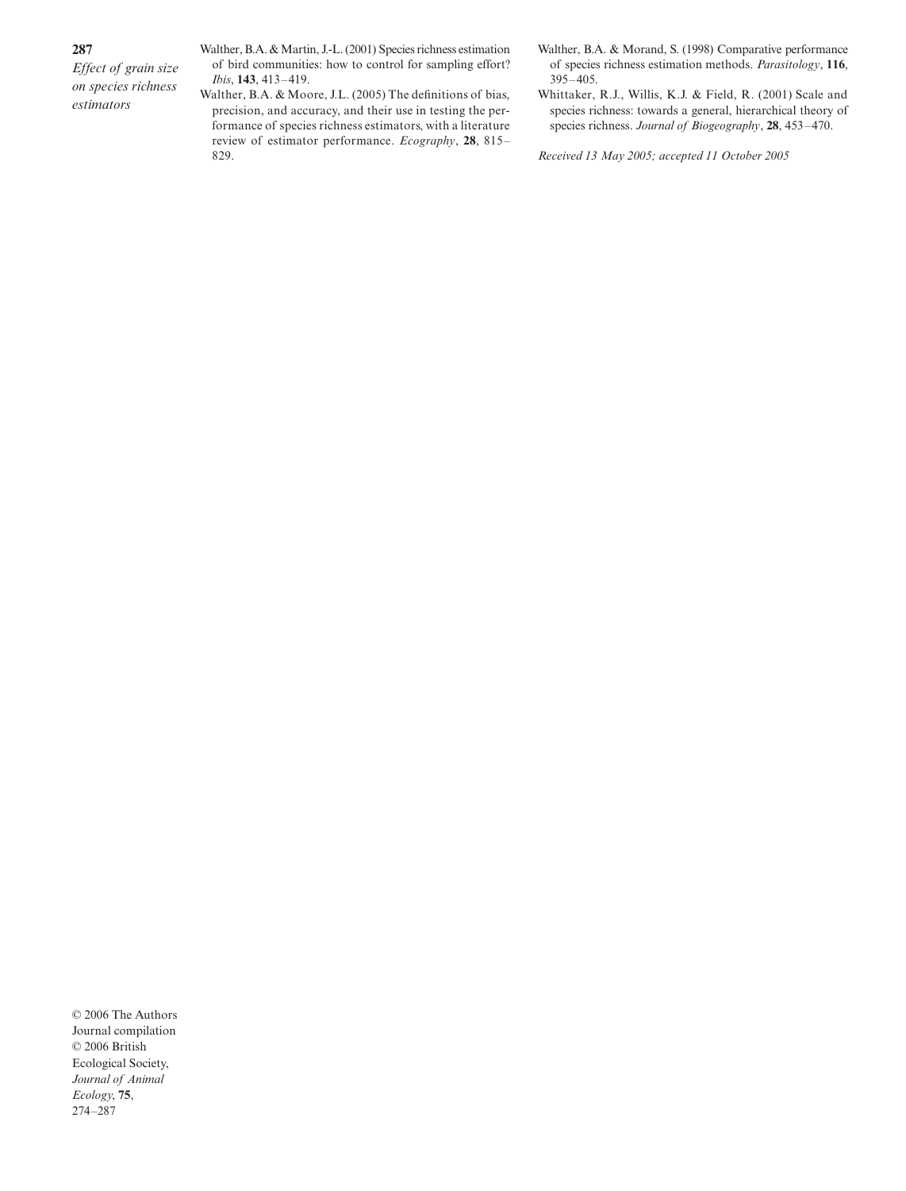Walther, B.A. & Martin, J.-L. (2001) Species richness estimation of bird communities: how to control for sampling effort? *Ibis*, **143**, 413–419.

Walther, B.A. & Moore, J.L. (2005) The definitions of bias, precision, and accuracy, and their use in testing the performance of species richness estimators, with a literature review of estimator performance. *Ecography*, **28**, 815–829.

Walther, B.A. & Morand, S. (1998) Comparative performance of species richness estimation methods. *Parasitology*, **116**, 395–405.

Whittaker, R.J., Willis, K.J. & Field, R. (2001) Scale and species richness: towards a general, hierarchical theory of species richness. *Journal of Biogeography*, **28**, 453–470.

*Received 13 May 2005; accepted 11 October 2005*